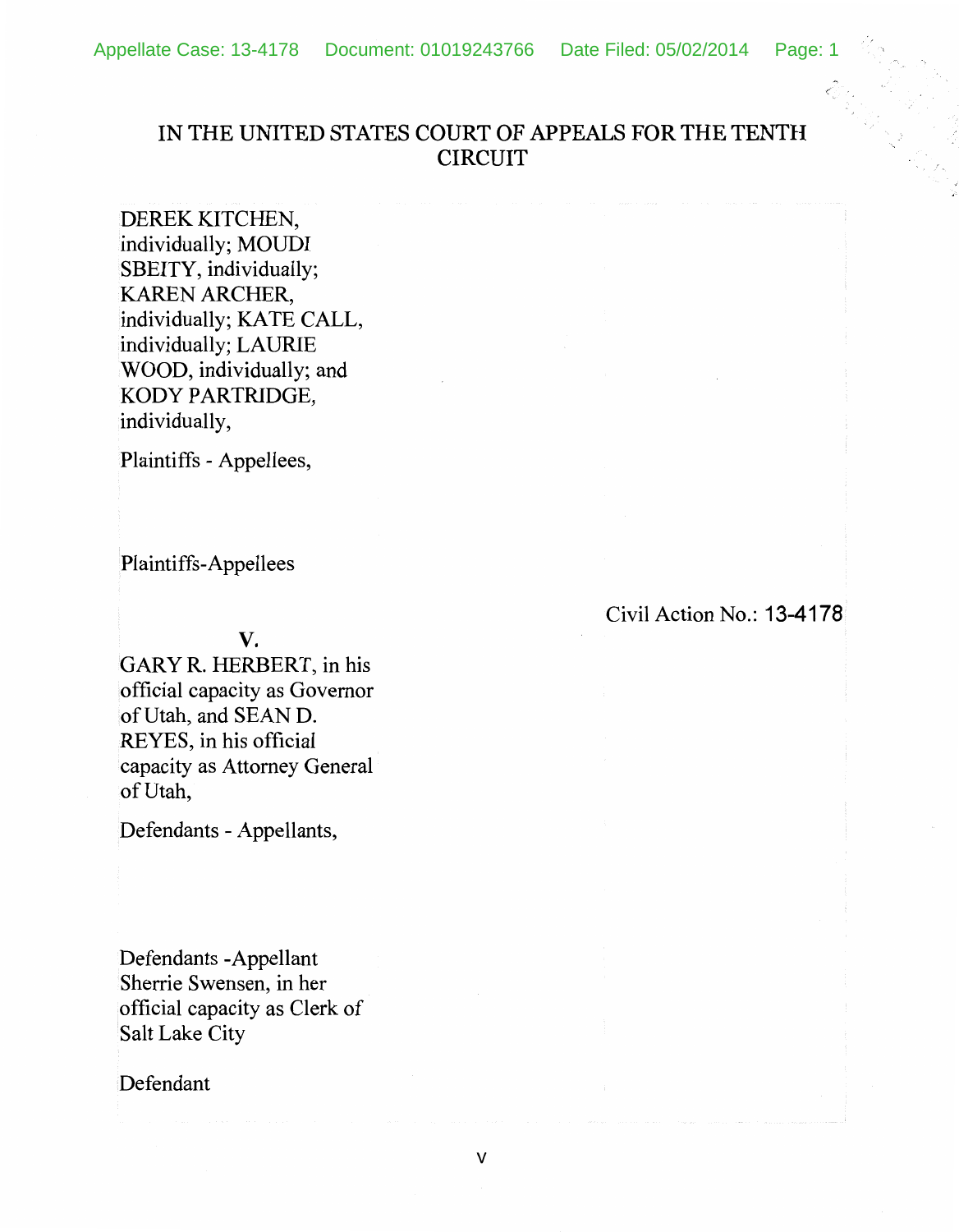# IN THE UNITED STATES COURT OF APPEALS FOR THE TENTH CIRCUIT

DEREK KITCHEN, individually; MOUDI SBEITY, individually; KAREN ARCHER, individually; KATE CALL, individually; LAURIE WOOD, individually; and KODY PARTRIDGE, individually,

Plaintiffs - Appellees,

Plaintiffs-Appellees

Civil Action No.: 13-4178

**V.**

GARY R. HERBERT, in his official capacity as Governor of Utah, and SEAN D. REYES, in his official capacity as Attorney General of Utah,

Defendants - Appellants,

Defendants -Appellant Sherrie Swensen, in her official capacity as Clerk of Salt Lake City

Defendant

v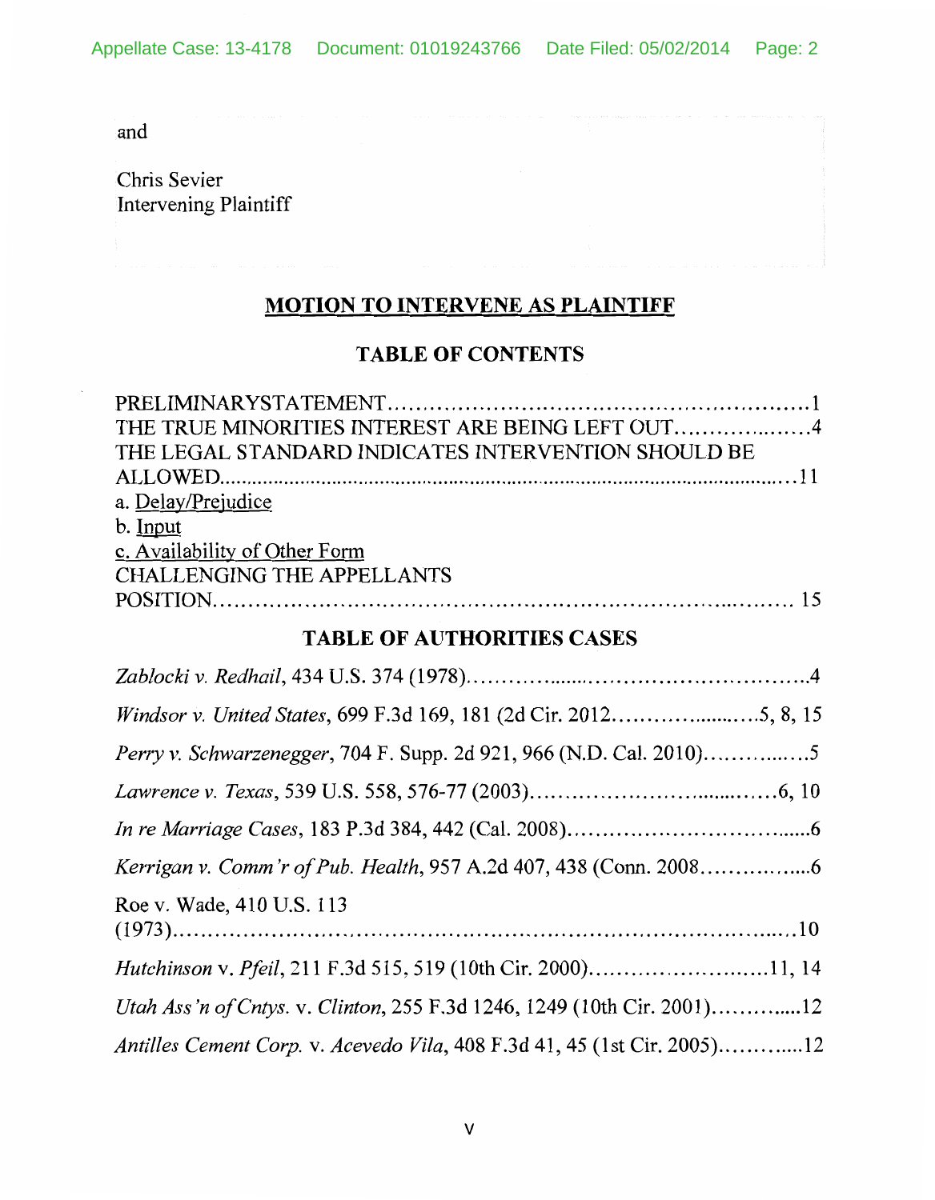and

Chris Sevier
Intervening Plaintiff

## MOTION TO INTERVENE AS PLAINTIFF

### TABLE OF CONTENTS

PRELIMINARYSTATEMENT..........................................................1
THE TRUE MINORITIES INTEREST ARE BEING LEFT OUT....................4
THE LEGAL STANDARD INDICATES INTERVENTION SHOULD BE ALLOWED......................................................................................11
a. Delay/Prejudice
b. Input
c. Availability of Other Form
CHALLENGING THE APPELLANTS POSITION.................................................................................. 15

### TABLE OF AUTHORITIES CASES

*Zablocki v. Redhail*, 434 U.S. 374 (1978)...............................................4

*Windsor v. United States*, 699 F.3d 169, 181 (2d Cir. 2012.......................5, 8, 15

*Perry v. Schwarzenegger*, 704 F. Supp. 2d 921, 966 (N.D. Cal. 2010)...............5

*Lawrence v. Texas*, 539 U.S. 558, 576-77 (2003)...................................6, 10

*In re Marriage Cases*, 183 P.3d 384, 442 (Cal. 2008).....................................6

*Kerrigan v. Comm'r of Pub. Health*, 957 A.2d 407, 438 (Conn. 2008...................6

Roe v. Wade, 410 U.S. 113 (1973)...........................................................................10

*Hutchinson* v. *Pfeil*, 211 F.3d 515, 519 (10th Cir. 2000)..............................11, 14

*Utah Ass'n of Cntys.* v. *Clinton*, 255 F.3d 1246, 1249 (10th Cir. 2001)...............12

*Antilles Cement Corp.* v. *Acevedo Vila*, 408 F.3d 41, 45 (1st Cir. 2005)..............12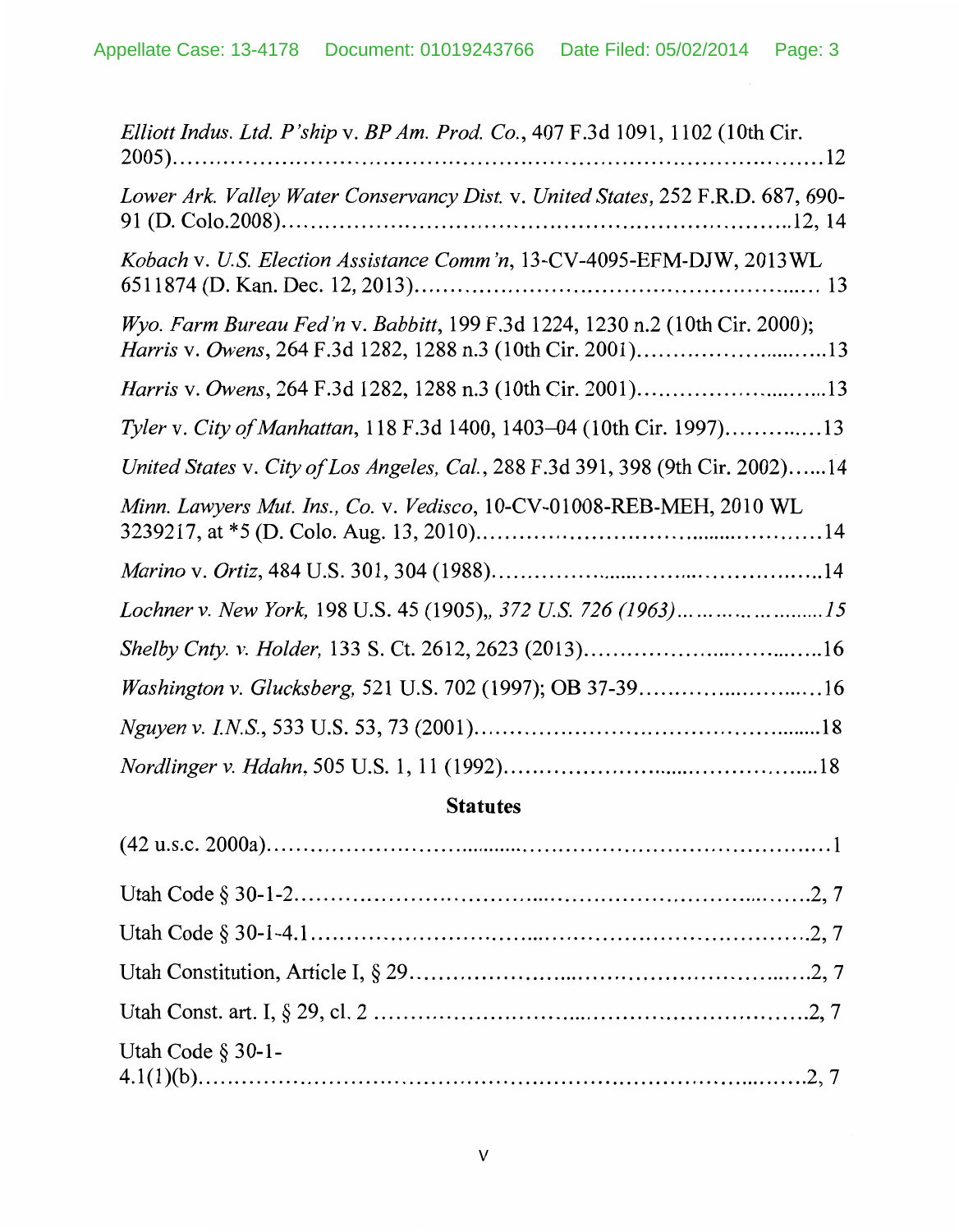*Elliott Indus. Ltd. P'ship* v. *BP Am. Prod. Co.*, 407 F.3d 1091, 1102 (10th Cir. 2005)……………………………………………………………………………12

*Lower Ark. Valley Water Conservancy Dist.* v. *United States*, 252 F.R.D. 687, 690-91 (D. Colo.2008)…………………………………………………………..12, 14

*Kobach* v. *U.S. Election Assistance Comm'n*, 13-CV-4095-EFM-DJW, 2013WL 6511874 (D. Kan. Dec. 12, 2013)………………………………………….….. 13

*Wyo. Farm Bureau Fed'n* v. *Babbitt*, 199 F.3d 1224, 1230 n.2 (10th Cir. 2000); *Harris* v. *Owens*, 264 F.3d 1282, 1288 n.3 (10th Cir. 2001)………………......…..13

*Harris* v. *Owens*, 264 F.3d 1282, 1288 n.3 (10th Cir. 2001)……………….....…...13

*Tyler* v. *City of Manhattan*, 118 F.3d 1400, 1403–04 (10th Cir. 1997)………..….13

*United States* v. *City of Los Angeles, Cal.*, 288 F.3d 391, 398 (9th Cir. 2002)…...14

*Minn. Lawyers Mut. Ins., Co.* v. *Vedisco*, 10-CV-01008-REB-MEH, 2010 WL 3239217, at *5 (D. Colo. Aug. 13, 2010)……………………….........…………14

*Marino* v. *Ortiz*, 484 U.S. 301, 304 (1988)……………......……...……………..…..14

*Lochner v. New York,* 198 U.S. 45 (1905),*, 372 U.S. 726 (1963)………………........15*

*Shelby Cnty. v. Holder,* 133 S. Ct. 2612, 2623 (2013)……………….....……...…..16

*Washington v. Glucksberg,* 521 U.S. 702 (1997); OB 37-39………….....……....…16

*Nguyen v. I.N.S.*, 533 U.S. 53, 73 (2001)…………………………………….......18

*Nordlinger v. Hdahn*, 505 U.S. 1, 11 (1992)………………….......……………....18

## Statutes

(42 u.s.c. 2000a)……………………….........……………………………………..…1

Utah Code § 30-1-2…………………………....…………………………....……2, 7

Utah Code § 30-1-4.1…………………………....……………………………….2, 7

Utah Constitution, Article I, § 29………………….....…………………………....…2, 7

Utah Const. art. I, § 29, cl. 2 ………………………....………………………….2, 7

Utah Code § 30-1-4.1(1)(b)………………………………………………………....…..2, 7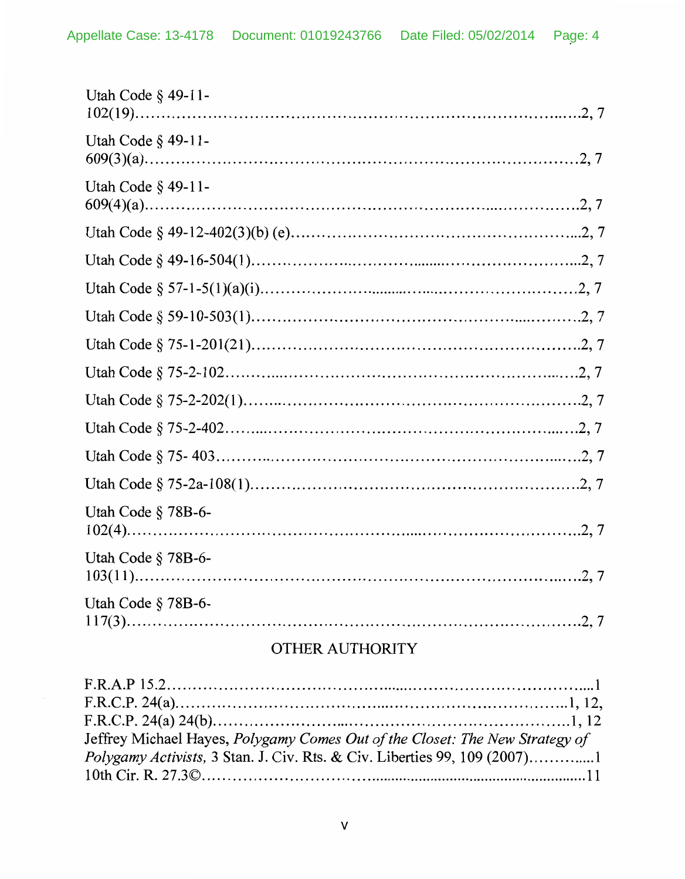Utah Code § 49-11-102(19)......................................................................................2, 7

Utah Code § 49-11-609(3)(a)......................................................................................2, 7

Utah Code § 49-11-609(4)(a)......................................................................................2, 7

Utah Code § 49-12-402(3)(b) (e)................................................................................2, 7

Utah Code § 49-16-504(1)..........................................................................................2, 7

Utah Code § 57-1-5(1)(a)(i)........................................................................................2, 7

Utah Code § 59-10-503(1)..........................................................................................2, 7

Utah Code § 75-1-201(21)..........................................................................................2, 7

Utah Code § 75-2-102................................................................................................2, 7

Utah Code § 75-2-202(1)............................................................................................2, 7

Utah Code § 75-2-402................................................................................................2, 7

Utah Code § 75- 403...................................................................................................2, 7

Utah Code § 75-2a-108(1)..........................................................................................2, 7

Utah Code § 78B-6-102(4)..........................................................................................2, 7

Utah Code § 78B-6-103(11)........................................................................................2, 7

Utah Code § 78B-6-117(3)..........................................................................................2, 7

## OTHER AUTHORITY

F.R.A.P 15.2.................................................................................................................1
F.R.C.P. 24(a)..........................................................................................................1, 12,
F.R.C.P. 24(a) 24(b)................................................................................................1, 12
Jeffrey Michael Hayes, *Polygamy Comes Out of the Closet: The New Strategy of Polygamy Activists,* 3 Stan. J. Civ. Rts. & Civ. Liberties 99, 109 (2007)....................1
10th Cir. R. 27.3©......................................................................................................11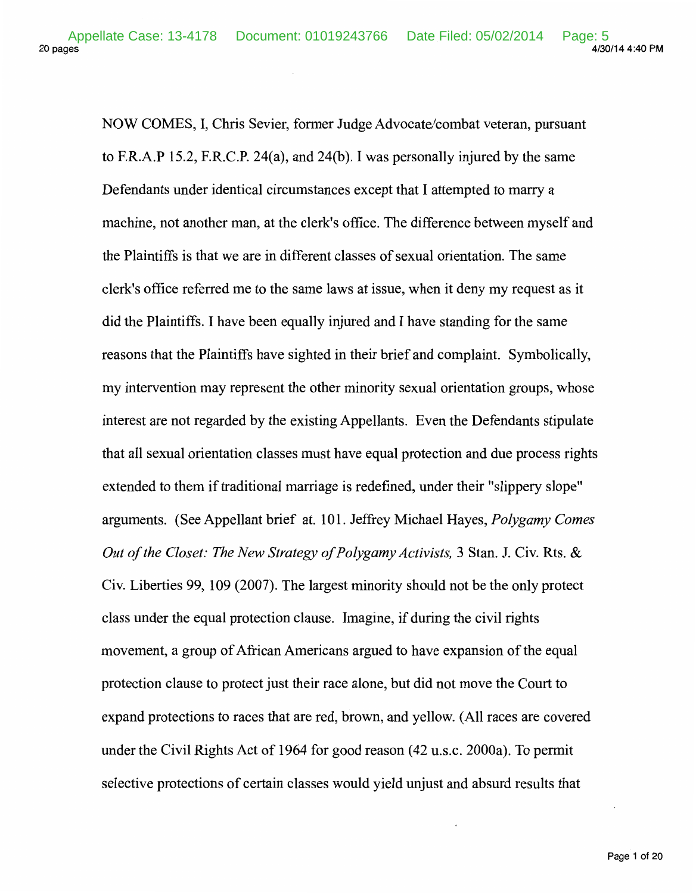NOW COMES, I, Chris Sevier, former Judge Advocate/combat veteran, pursuant to F.R.A.P 15.2, F.R.C.P. 24(a), and 24(b). I was personally injured by the same Defendants under identical circumstances except that I attempted to marry a machine, not another man, at the clerk's office. The difference between myself and the Plaintiffs is that we are in different classes of sexual orientation. The same clerk's office referred me to the same laws at issue, when it deny my request as it did the Plaintiffs. I have been equally injured and I have standing for the same reasons that the Plaintiffs have sighted in their brief and complaint. Symbolically, my intervention may represent the other minority sexual orientation groups, whose interest are not regarded by the existing Appellants. Even the Defendants stipulate that all sexual orientation classes must have equal protection and due process rights extended to them if traditional marriage is redefined, under their "slippery slope" arguments. (See Appellant brief at. 101. Jeffrey Michael Hayes, *Polygamy Comes Out of the Closet: The New Strategy of Polygamy Activists,* 3 Stan. J. Civ. Rts. & Civ. Liberties 99, 109 (2007). The largest minority should not be the only protect class under the equal protection clause. Imagine, if during the civil rights movement, a group of African Americans argued to have expansion of the equal protection clause to protect just their race alone, but did not move the Court to expand protections to races that are red, brown, and yellow. (All races are covered under the Civil Rights Act of 1964 for good reason (42 u.s.c. 2000a). To permit selective protections of certain classes would yield unjust and absurd results that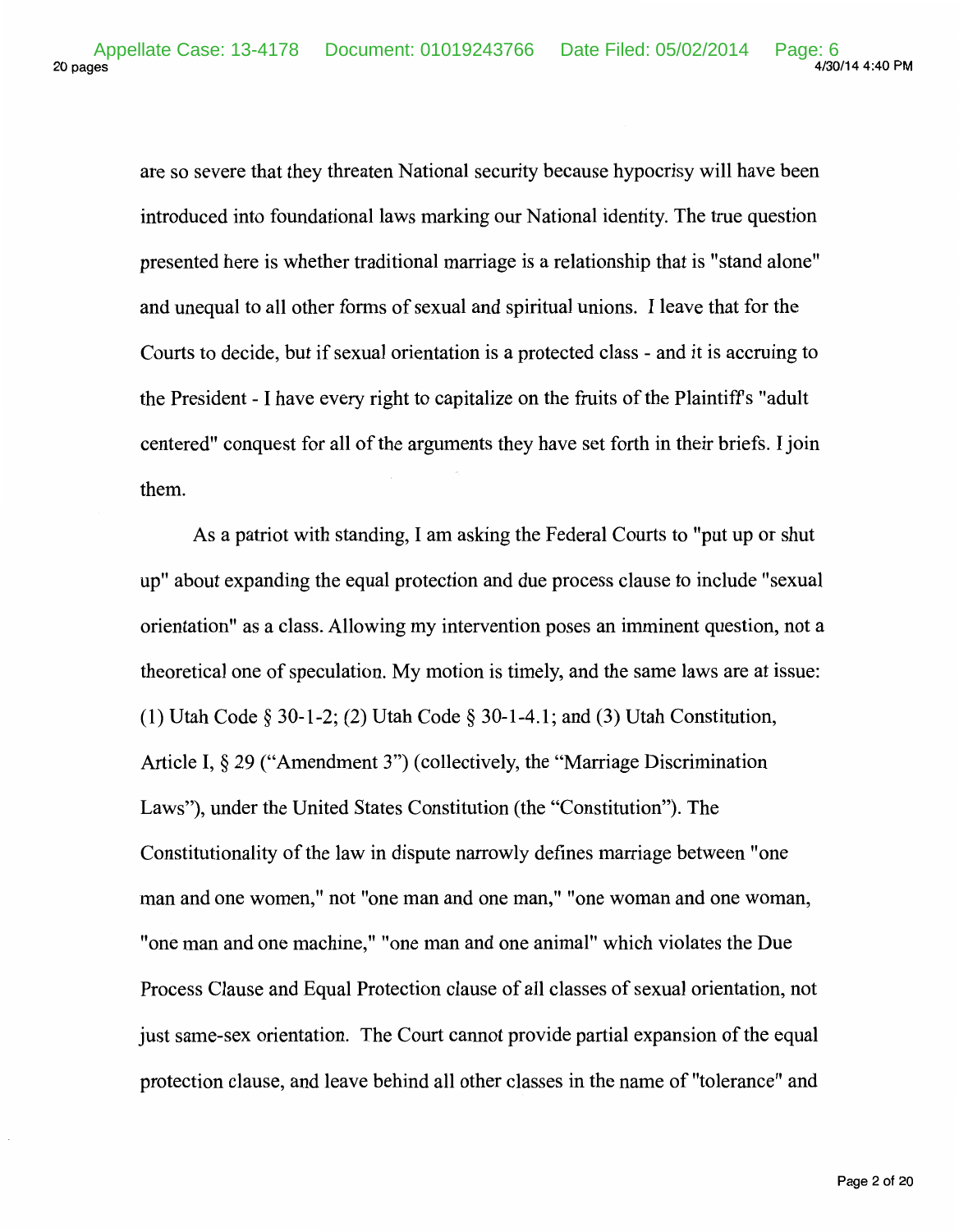are so severe that they threaten National security because hypocrisy will have been introduced into foundational laws marking our National identity. The true question presented here is whether traditional marriage is a relationship that is "stand alone" and unequal to all other forms of sexual and spiritual unions. I leave that for the Courts to decide, but if sexual orientation is a protected class - and it is accruing to the President - I have every right to capitalize on the fruits of the Plaintiff's "adult centered" conquest for all of the arguments they have set forth in their briefs. I join them.

As a patriot with standing, I am asking the Federal Courts to "put up or shut up" about expanding the equal protection and due process clause to include "sexual orientation" as a class. Allowing my intervention poses an imminent question, not a theoretical one of speculation. My motion is timely, and the same laws are at issue: (1) Utah Code § 30-1-2; (2) Utah Code § 30-1-4.1; and (3) Utah Constitution, Article I, § 29 ("Amendment 3") (collectively, the "Marriage Discrimination Laws"), under the United States Constitution (the "Constitution"). The Constitutionality of the law in dispute narrowly defines marriage between "one man and one women," not "one man and one man," "one woman and one woman, "one man and one machine," "one man and one animal" which violates the Due Process Clause and Equal Protection clause of all classes of sexual orientation, not just same-sex orientation. The Court cannot provide partial expansion of the equal protection clause, and leave behind all other classes in the name of "tolerance" and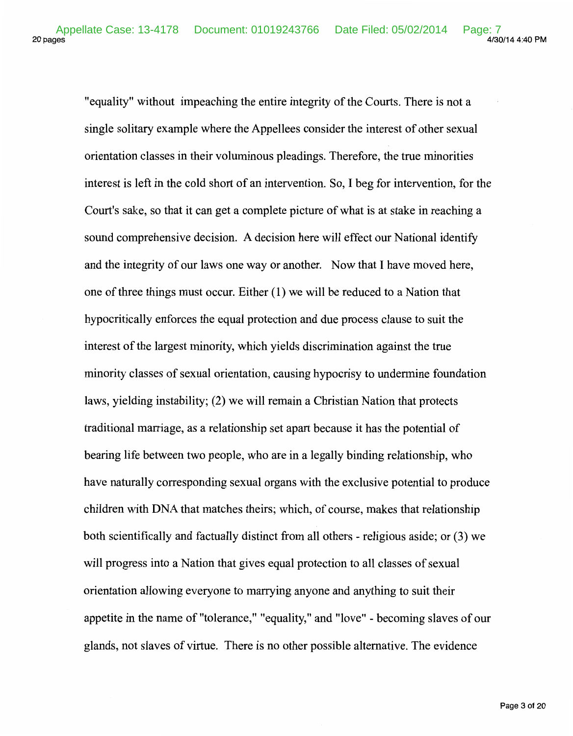"equality" without impeaching the entire integrity of the Courts. There is not a single solitary example where the Appellees consider the interest of other sexual orientation classes in their voluminous pleadings. Therefore, the true minorities interest is left in the cold short of an intervention. So, I beg for intervention, for the Court's sake, so that it can get a complete picture of what is at stake in reaching a sound comprehensive decision. A decision here will effect our National identify and the integrity of our laws one way or another. Now that I have moved here, one of three things must occur. Either (1) we will be reduced to a Nation that hypocritically enforces the equal protection and due process clause to suit the interest of the largest minority, which yields discrimination against the true minority classes of sexual orientation, causing hypocrisy to undermine foundation laws, yielding instability; (2) we will remain a Christian Nation that protects traditional marriage, as a relationship set apart because it has the potential of bearing life between two people, who are in a legally binding relationship, who have naturally corresponding sexual organs with the exclusive potential to produce children with DNA that matches theirs; which, of course, makes that relationship both scientifically and factually distinct from all others - religious aside; or (3) we will progress into a Nation that gives equal protection to all classes of sexual orientation allowing everyone to marrying anyone and anything to suit their appetite in the name of "tolerance," "equality," and "love" - becoming slaves of our glands, not slaves of virtue. There is no other possible alternative. The evidence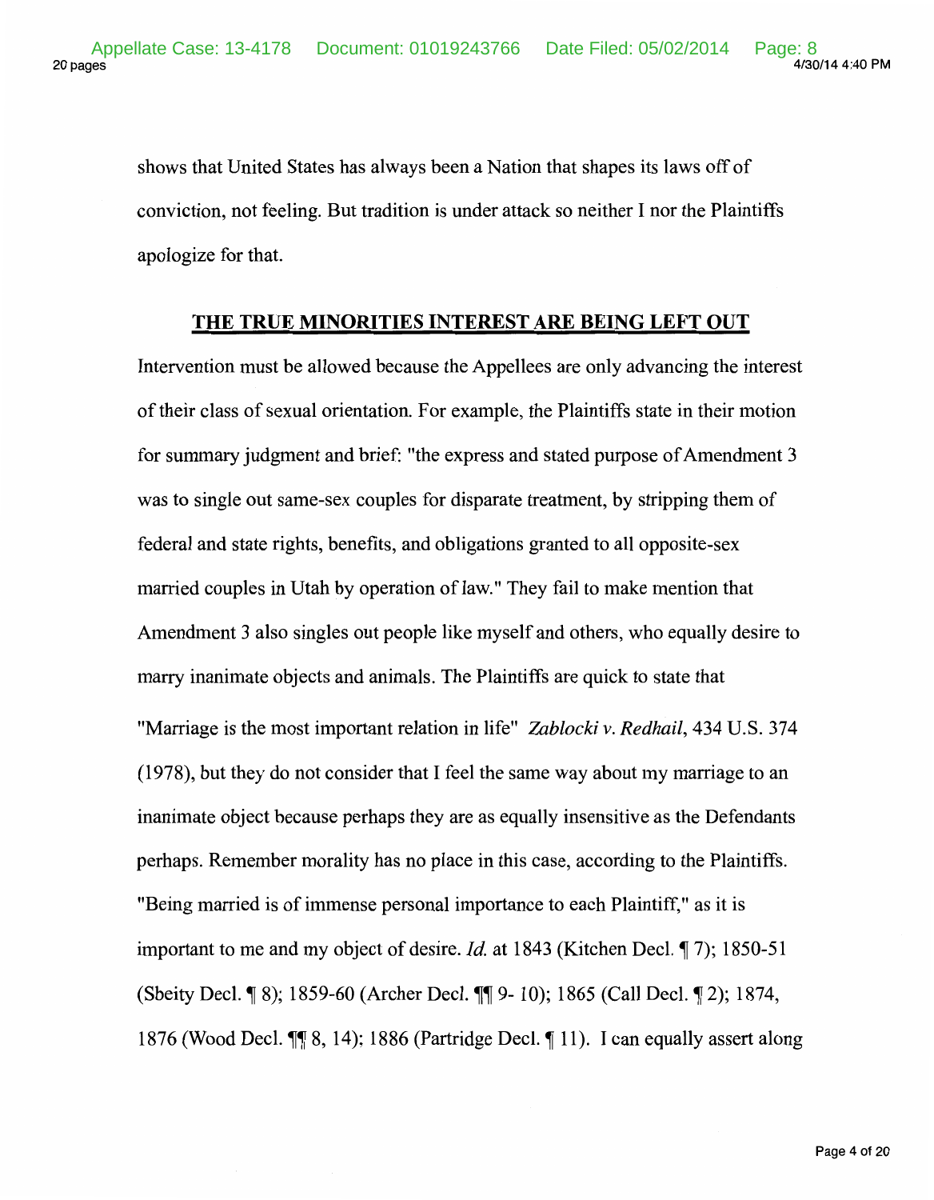shows that United States has always been a Nation that shapes its laws off of conviction, not feeling. But tradition is under attack so neither I nor the Plaintiffs apologize for that.

## THE TRUE MINORITIES INTEREST ARE BEING LEFT OUT

Intervention must be allowed because the Appellees are only advancing the interest of their class of sexual orientation. For example, the Plaintiffs state in their motion for summary judgment and brief: "the express and stated purpose of Amendment 3 was to single out same-sex couples for disparate treatment, by stripping them of federal and state rights, benefits, and obligations granted to all opposite-sex married couples in Utah by operation of law." They fail to make mention that Amendment 3 also singles out people like myself and others, who equally desire to marry inanimate objects and animals. The Plaintiffs are quick to state that "Marriage is the most important relation in life" *Zablocki v. Redhail*, 434 U.S. 374 (1978), but they do not consider that I feel the same way about my marriage to an inanimate object because perhaps they are as equally insensitive as the Defendants perhaps. Remember morality has no place in this case, according to the Plaintiffs. "Being married is of immense personal importance to each Plaintiff," as it is important to me and my object of desire. *Id.* at 1843 (Kitchen Decl. ¶ 7); 1850-51 (Sbeity Decl. ¶ 8); 1859-60 (Archer Decl. ¶¶ 9- 10); 1865 (Call Decl. ¶ 2); 1874, 1876 (Wood Decl. ¶¶ 8, 14); 1886 (Partridge Decl. ¶ 11). I can equally assert along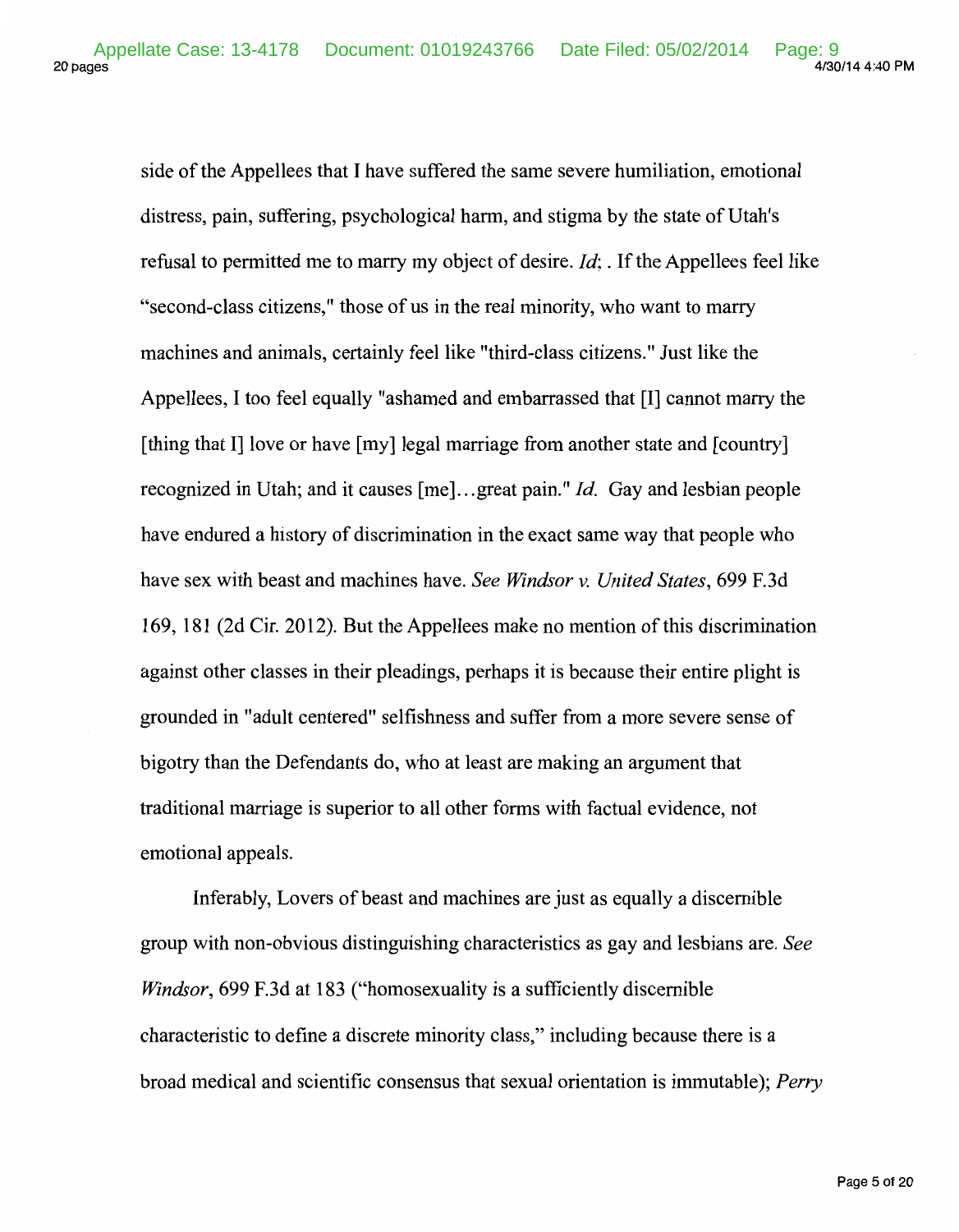side of the Appellees that I have suffered the same severe humiliation, emotional distress, pain, suffering, psychological harm, and stigma by the state of Utah's refusal to permitted me to marry my object of desire. *Id*; . If the Appellees feel like "second-class citizens," those of us in the real minority, who want to marry machines and animals, certainly feel like "third-class citizens." Just like the Appellees, I too feel equally "ashamed and embarrassed that [I] cannot marry the [thing that I] love or have [my] legal marriage from another state and [country] recognized in Utah; and it causes [me]...great pain." *Id.* Gay and lesbian people have endured a history of discrimination in the exact same way that people who have sex with beast and machines have. *See Windsor v. United States*, 699 F.3d 169, 181 (2d Cir. 2012). But the Appellees make no mention of this discrimination against other classes in their pleadings, perhaps it is because their entire plight is grounded in "adult centered" selfishness and suffer from a more severe sense of bigotry than the Defendants do, who at least are making an argument that traditional marriage is superior to all other forms with factual evidence, not emotional appeals.

Inferably, Lovers of beast and machines are just as equally a discernible group with non-obvious distinguishing characteristics as gay and lesbians are. *See Windsor*, 699 F.3d at 183 ("homosexuality is a sufficiently discernible characteristic to define a discrete minority class," including because there is a broad medical and scientific consensus that sexual orientation is immutable); *Perry*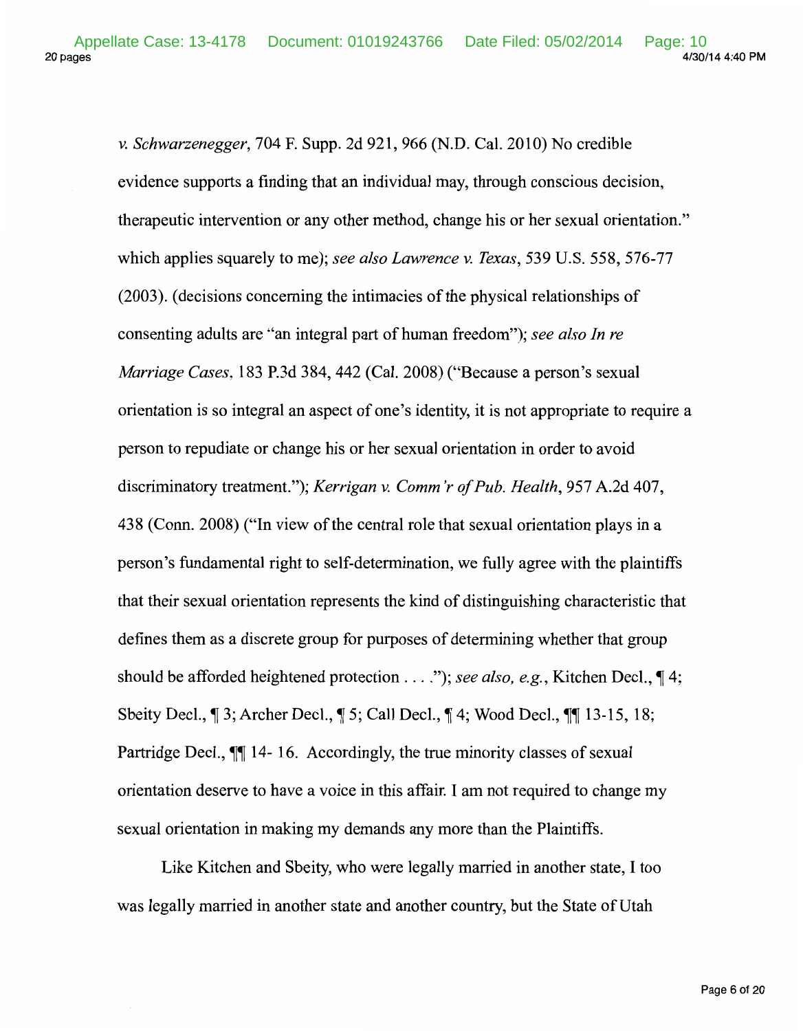*v. Schwarzenegger*, 704 F. Supp. 2d 921, 966 (N.D. Cal. 2010) No credible evidence supports a finding that an individual may, through conscious decision, therapeutic intervention or any other method, change his or her sexual orientation." which applies squarely to me); *see also Lawrence v. Texas*, 539 U.S. 558, 576-77 (2003). (decisions concerning the intimacies of the physical relationships of consenting adults are "an integral part of human freedom"); *see also In re Marriage Cases*, 183 P.3d 384, 442 (Cal. 2008) ("Because a person's sexual orientation is so integral an aspect of one's identity, it is not appropriate to require a person to repudiate or change his or her sexual orientation in order to avoid discriminatory treatment."); *Kerrigan v. Comm'r of Pub. Health*, 957 A.2d 407, 438 (Conn. 2008) ("In view of the central role that sexual orientation plays in a person's fundamental right to self-determination, we fully agree with the plaintiffs that their sexual orientation represents the kind of distinguishing characteristic that defines them as a discrete group for purposes of determining whether that group should be afforded heightened protection . . . ."); *see also, e.g.*, Kitchen Decl., ¶ 4; Sbeity Decl., ¶ 3; Archer Decl., ¶ 5; Call Decl., ¶ 4; Wood Decl., ¶¶ 13-15, 18; Partridge Decl., ¶¶ 14- 16. Accordingly, the true minority classes of sexual orientation deserve to have a voice in this affair. I am not required to change my sexual orientation in making my demands any more than the Plaintiffs.

Like Kitchen and Sbeity, who were legally married in another state, I too was legally married in another state and another country, but the State of Utah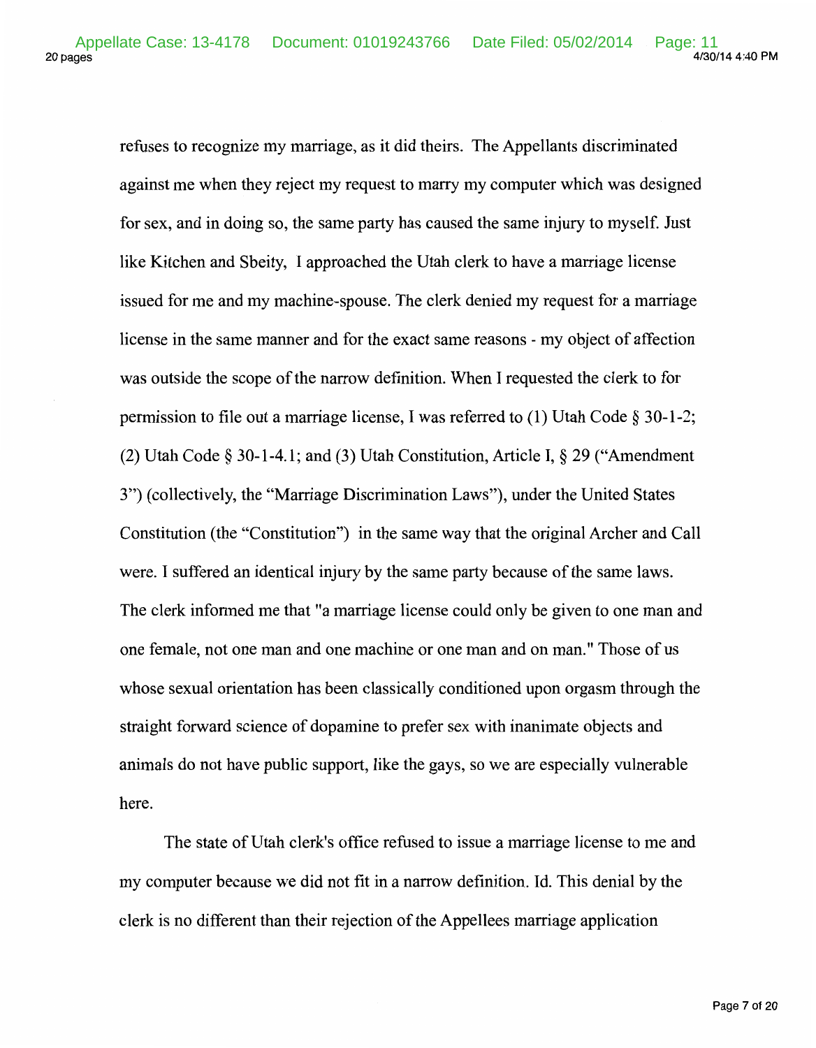refuses to recognize my marriage, as it did theirs. The Appellants discriminated against me when they reject my request to marry my computer which was designed for sex, and in doing so, the same party has caused the same injury to myself. Just like Kitchen and Sbeity, I approached the Utah clerk to have a marriage license issued for me and my machine-spouse. The clerk denied my request for a marriage license in the same manner and for the exact same reasons - my object of affection was outside the scope of the narrow definition. When I requested the clerk to for permission to file out a marriage license, I was referred to (1) Utah Code § 30-1-2; (2) Utah Code § 30-1-4.1; and (3) Utah Constitution, Article I, § 29 ("Amendment 3") (collectively, the "Marriage Discrimination Laws"), under the United States Constitution (the "Constitution") in the same way that the original Archer and Call were. I suffered an identical injury by the same party because of the same laws. The clerk informed me that "a marriage license could only be given to one man and one female, not one man and one machine or one man and on man." Those of us whose sexual orientation has been classically conditioned upon orgasm through the straight forward science of dopamine to prefer sex with inanimate objects and animals do not have public support, like the gays, so we are especially vulnerable here.

The state of Utah clerk's office refused to issue a marriage license to me and my computer because we did not fit in a narrow definition. Id. This denial by the clerk is no different than their rejection of the Appellees marriage application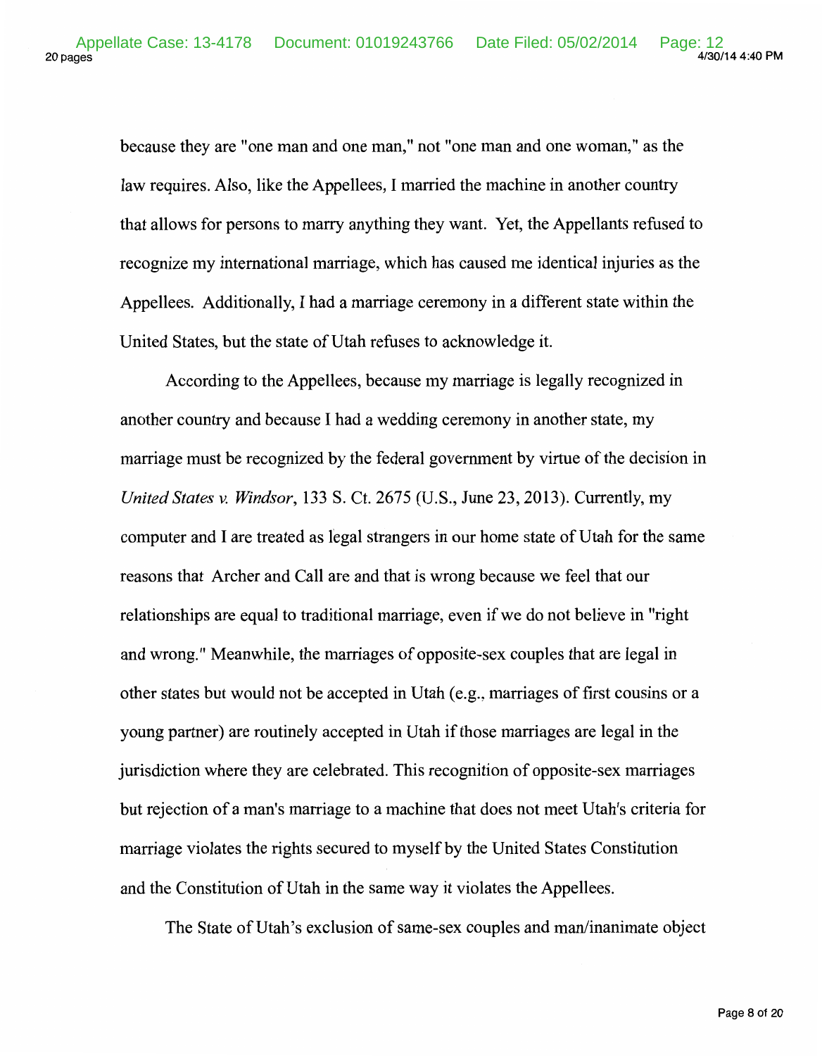because they are "one man and one man," not "one man and one woman," as the law requires. Also, like the Appellees, I married the machine in another country that allows for persons to marry anything they want. Yet, the Appellants refused to recognize my international marriage, which has caused me identical injuries as the Appellees. Additionally, I had a marriage ceremony in a different state within the United States, but the state of Utah refuses to acknowledge it.

According to the Appellees, because my marriage is legally recognized in another country and because I had a wedding ceremony in another state, my marriage must be recognized by the federal government by virtue of the decision in *United States v. Windsor*, 133 S. Ct. 2675 (U.S., June 23, 2013). Currently, my computer and I are treated as legal strangers in our home state of Utah for the same reasons that Archer and Call are and that is wrong because we feel that our relationships are equal to traditional marriage, even if we do not believe in "right and wrong." Meanwhile, the marriages of opposite-sex couples that are legal in other states but would not be accepted in Utah (e.g., marriages of first cousins or a young partner) are routinely accepted in Utah if those marriages are legal in the jurisdiction where they are celebrated. This recognition of opposite-sex marriages but rejection of a man's marriage to a machine that does not meet Utah's criteria for marriage violates the rights secured to myself by the United States Constitution and the Constitution of Utah in the same way it violates the Appellees.

The State of Utah's exclusion of same-sex couples and man/inanimate object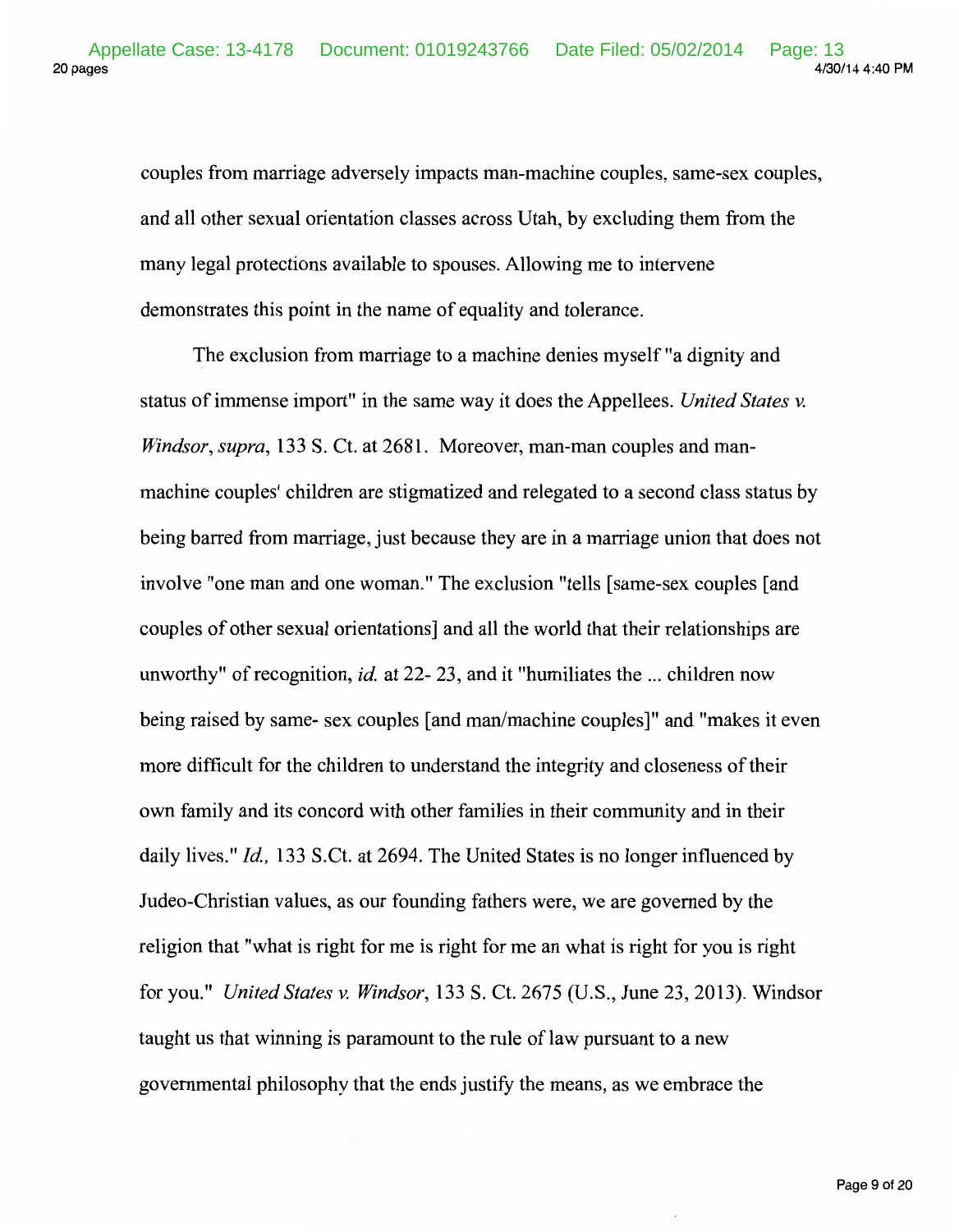couples from marriage adversely impacts man-machine couples, same-sex couples, and all other sexual orientation classes across Utah, by excluding them from the many legal protections available to spouses. Allowing me to intervene demonstrates this point in the name of equality and tolerance.

The exclusion from marriage to a machine denies myself "a dignity and status of immense import" in the same way it does the Appellees. *United States v. Windsor*, *supra*, 133 S. Ct. at 2681. Moreover, man-man couples and man-machine couples' children are stigmatized and relegated to a second class status by being barred from marriage, just because they are in a marriage union that does not involve "one man and one woman." The exclusion "tells [same-sex couples [and couples of other sexual orientations] and all the world that their relationships are unworthy" of recognition, *id.* at 22- 23, and it "humiliates the ... children now being raised by same- sex couples [and man/machine couples]" and "makes it even more difficult for the children to understand the integrity and closeness of their own family and its concord with other families in their community and in their daily lives." *Id.,* 133 S.Ct. at 2694. The United States is no longer influenced by Judeo-Christian values, as our founding fathers were, we are governed by the religion that "what is right for me is right for me an what is right for you is right for you." *United States v. Windsor*, 133 S. Ct. 2675 (U.S., June 23, 2013). Windsor taught us that winning is paramount to the rule of law pursuant to a new governmental philosophy that the ends justify the means, as we embrace the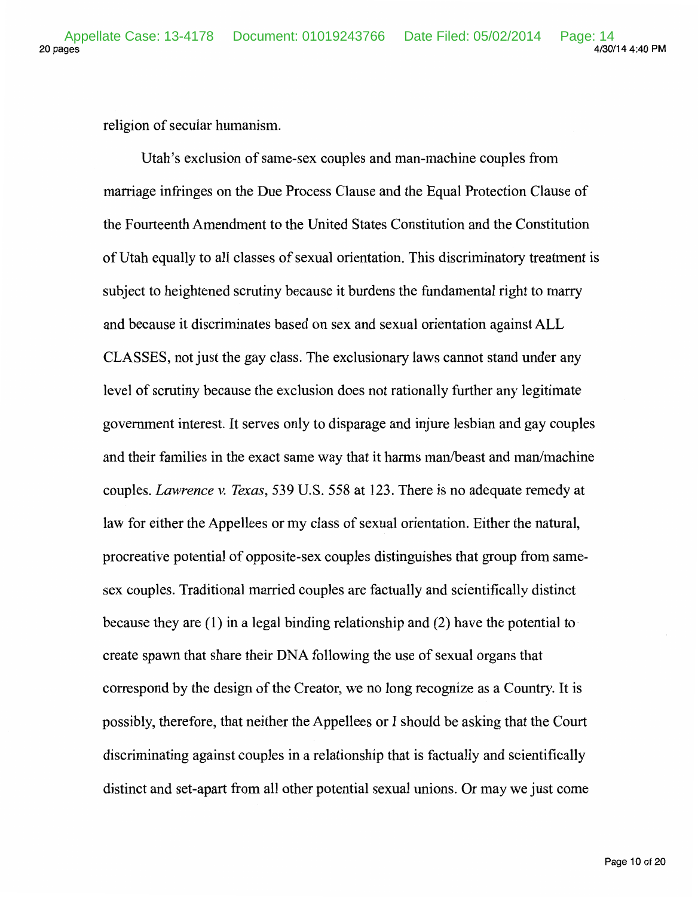religion of secular humanism.

Utah's exclusion of same-sex couples and man-machine couples from marriage infringes on the Due Process Clause and the Equal Protection Clause of the Fourteenth Amendment to the United States Constitution and the Constitution of Utah equally to all classes of sexual orientation. This discriminatory treatment is subject to heightened scrutiny because it burdens the fundamental right to marry and because it discriminates based on sex and sexual orientation against ALL CLASSES, not just the gay class. The exclusionary laws cannot stand under any level of scrutiny because the exclusion does not rationally further any legitimate government interest. It serves only to disparage and injure lesbian and gay couples and their families in the exact same way that it harms man/beast and man/machine couples. *Lawrence v. Texas*, 539 U.S. 558 at 123. There is no adequate remedy at law for either the Appellees or my class of sexual orientation. Either the natural, procreative potential of opposite-sex couples distinguishes that group from same-sex couples. Traditional married couples are factually and scientifically distinct because they are (1) in a legal binding relationship and (2) have the potential to create spawn that share their DNA following the use of sexual organs that correspond by the design of the Creator, we no long recognize as a Country. It is possibly, therefore, that neither the Appellees or I should be asking that the Court discriminating against couples in a relationship that is factually and scientifically distinct and set-apart from all other potential sexual unions. Or may we just come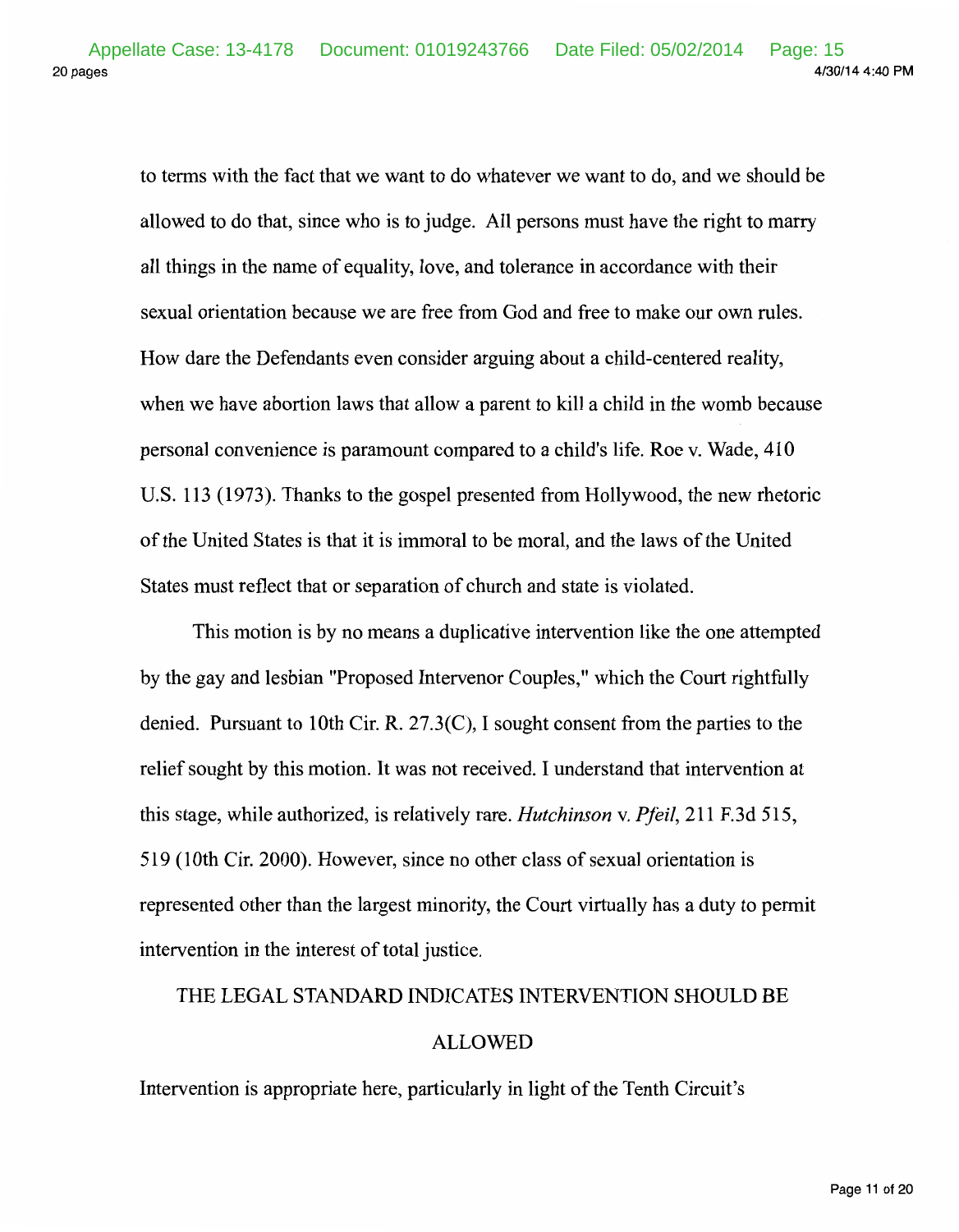to terms with the fact that we want to do whatever we want to do, and we should be allowed to do that, since who is to judge. All persons must have the right to marry all things in the name of equality, love, and tolerance in accordance with their sexual orientation because we are free from God and free to make our own rules. How dare the Defendants even consider arguing about a child-centered reality, when we have abortion laws that allow a parent to kill a child in the womb because personal convenience is paramount compared to a child's life. Roe v. Wade, 410 U.S. 113 (1973). Thanks to the gospel presented from Hollywood, the new rhetoric of the United States is that it is immoral to be moral, and the laws of the United States must reflect that or separation of church and state is violated.

This motion is by no means a duplicative intervention like the one attempted by the gay and lesbian "Proposed Intervenor Couples," which the Court rightfully denied. Pursuant to 10th Cir. R. 27.3(C), I sought consent from the parties to the relief sought by this motion. It was not received. I understand that intervention at this stage, while authorized, is relatively rare. *Hutchinson* v. *Pfeil*, 211 F.3d 515, 519 (10th Cir. 2000). However, since no other class of sexual orientation is represented other than the largest minority, the Court virtually has a duty to permit intervention in the interest of total justice.

## THE LEGAL STANDARD INDICATES INTERVENTION SHOULD BE ALLOWED

Intervention is appropriate here, particularly in light of the Tenth Circuit's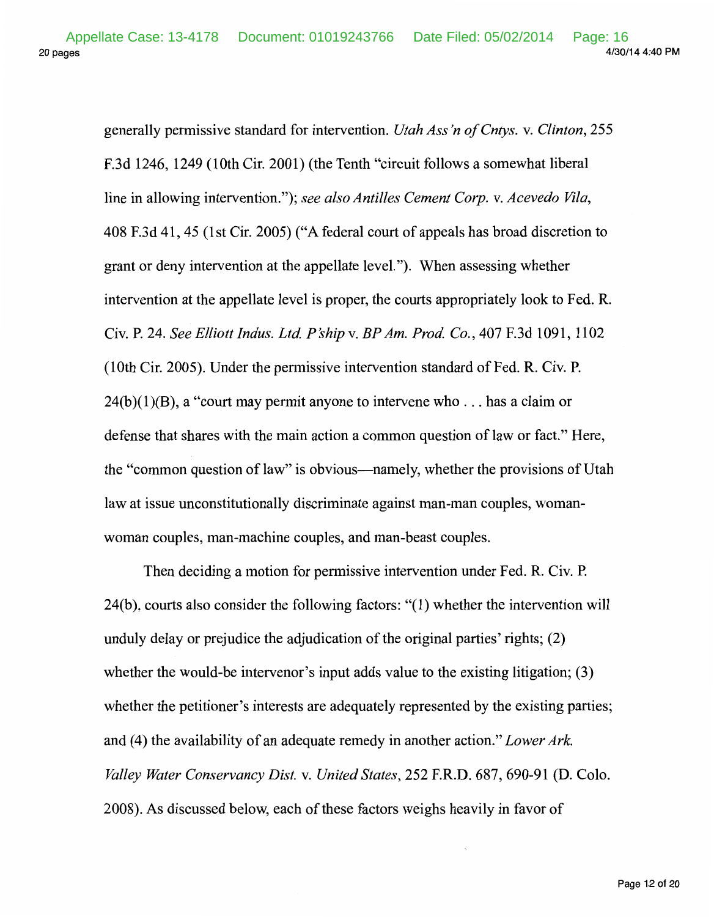generally permissive standard for intervention. *Utah Ass'n of Cntys.* v. *Clinton*, 255 F.3d 1246, 1249 (10th Cir. 2001) (the Tenth "circuit follows a somewhat liberal line in allowing intervention."); *see also Antilles Cement Corp.* v. *Acevedo Vila*, 408 F.3d 41, 45 (1st Cir. 2005) ("A federal court of appeals has broad discretion to grant or deny intervention at the appellate level."). When assessing whether intervention at the appellate level is proper, the courts appropriately look to Fed. R. Civ. P. 24. *See Elliott Indus. Ltd. P'ship* v. *BP Am. Prod. Co.*, 407 F.3d 1091, 1102 (10th Cir. 2005). Under the permissive intervention standard of Fed. R. Civ. P. 24(b)(1)(B), a "court may permit anyone to intervene who . . . has a claim or defense that shares with the main action a common question of law or fact." Here, the "common question of law" is obvious—namely, whether the provisions of Utah law at issue unconstitutionally discriminate against man-man couples, woman-woman couples, man-machine couples, and man-beast couples.

Then deciding a motion for permissive intervention under Fed. R. Civ. P. 24(b), courts also consider the following factors: "(1) whether the intervention will unduly delay or prejudice the adjudication of the original parties' rights; (2) whether the would-be intervenor's input adds value to the existing litigation; (3) whether the petitioner's interests are adequately represented by the existing parties; and (4) the availability of an adequate remedy in another action." *Lower Ark. Valley Water Conservancy Dist.* v. *United States*, 252 F.R.D. 687, 690-91 (D. Colo. 2008). As discussed below, each of these factors weighs heavily in favor of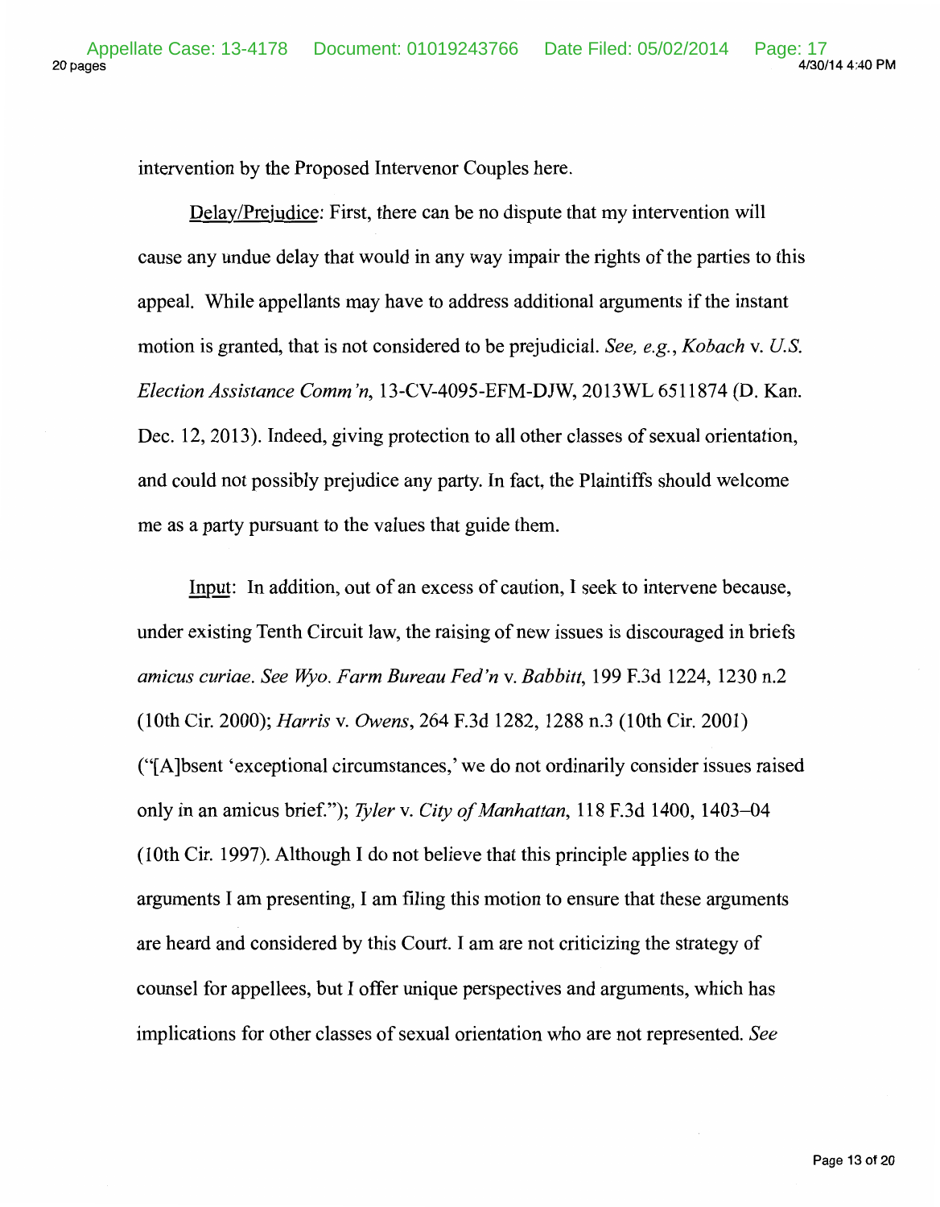intervention by the Proposed Intervenor Couples here.

Delay/Prejudice: First, there can be no dispute that my intervention will cause any undue delay that would in any way impair the rights of the parties to this appeal. While appellants may have to address additional arguments if the instant motion is granted, that is not considered to be prejudicial. *See, e.g.*, *Kobach* v. *U.S. Election Assistance Comm'n*, 13-CV-4095-EFM-DJW, 2013WL 6511874 (D. Kan. Dec. 12, 2013). Indeed, giving protection to all other classes of sexual orientation, and could not possibly prejudice any party. In fact, the Plaintiffs should welcome me as a party pursuant to the values that guide them.

Input: In addition, out of an excess of caution, I seek to intervene because, under existing Tenth Circuit law, the raising of new issues is discouraged in briefs *amicus curiae*. *See Wyo. Farm Bureau Fed'n* v. *Babbitt*, 199 F.3d 1224, 1230 n.2 (10th Cir. 2000); *Harris* v. *Owens*, 264 F.3d 1282, 1288 n.3 (10th Cir. 2001) ("[A]bsent 'exceptional circumstances,' we do not ordinarily consider issues raised only in an amicus brief."); *Tyler* v. *City of Manhattan*, 118 F.3d 1400, 1403–04 (10th Cir. 1997). Although I do not believe that this principle applies to the arguments I am presenting, I am filing this motion to ensure that these arguments are heard and considered by this Court. I am are not criticizing the strategy of counsel for appellees, but I offer unique perspectives and arguments, which has implications for other classes of sexual orientation who are not represented. *See*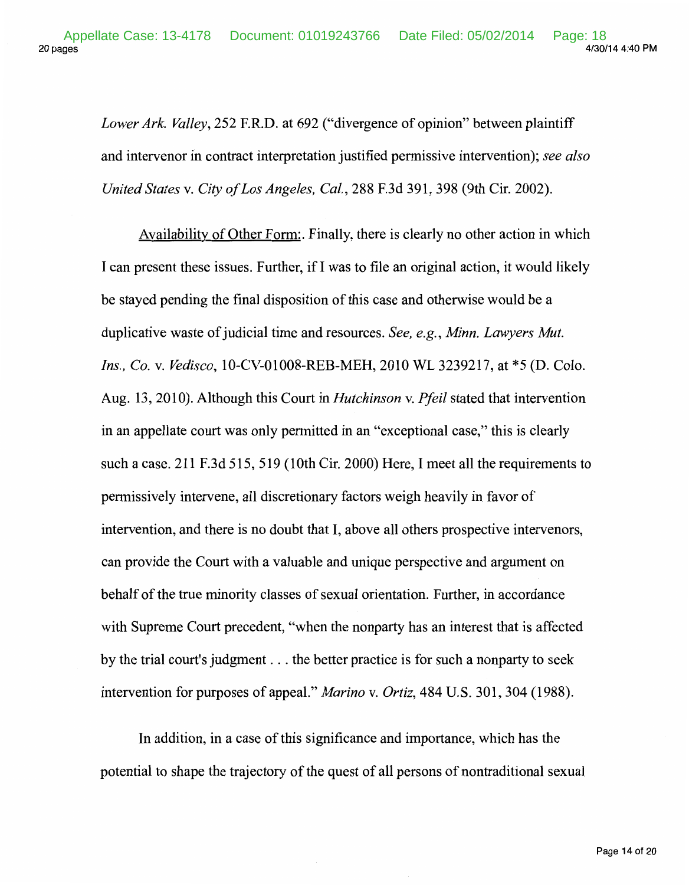*Lower Ark. Valley*, 252 F.R.D. at 692 ("divergence of opinion" between plaintiff and intervenor in contract interpretation justified permissive intervention); *see also United States* v. *City of Los Angeles, Cal.*, 288 F.3d 391, 398 (9th Cir. 2002).

Availability of Other Form:. Finally, there is clearly no other action in which I can present these issues. Further, if I was to file an original action, it would likely be stayed pending the final disposition of this case and otherwise would be a duplicative waste of judicial time and resources. *See, e.g., Minn. Lawyers Mut. Ins., Co.* v. *Vedisco*, 10-CV-01008-REB-MEH, 2010 WL 3239217, at *5 (D. Colo. Aug. 13, 2010). Although this Court in *Hutchinson* v. *Pfeil* stated that intervention in an appellate court was only permitted in an "exceptional case," this is clearly such a case. 211 F.3d 515, 519 (10th Cir. 2000) Here, I meet all the requirements to permissively intervene, all discretionary factors weigh heavily in favor of intervention, and there is no doubt that I, above all others prospective intervenors, can provide the Court with a valuable and unique perspective and argument on behalf of the true minority classes of sexual orientation. Further, in accordance with Supreme Court precedent, "when the nonparty has an interest that is affected by the trial court's judgment . . . the better practice is for such a nonparty to seek intervention for purposes of appeal." *Marino* v. *Ortiz*, 484 U.S. 301, 304 (1988).

In addition, in a case of this significance and importance, which has the potential to shape the trajectory of the quest of all persons of nontraditional sexual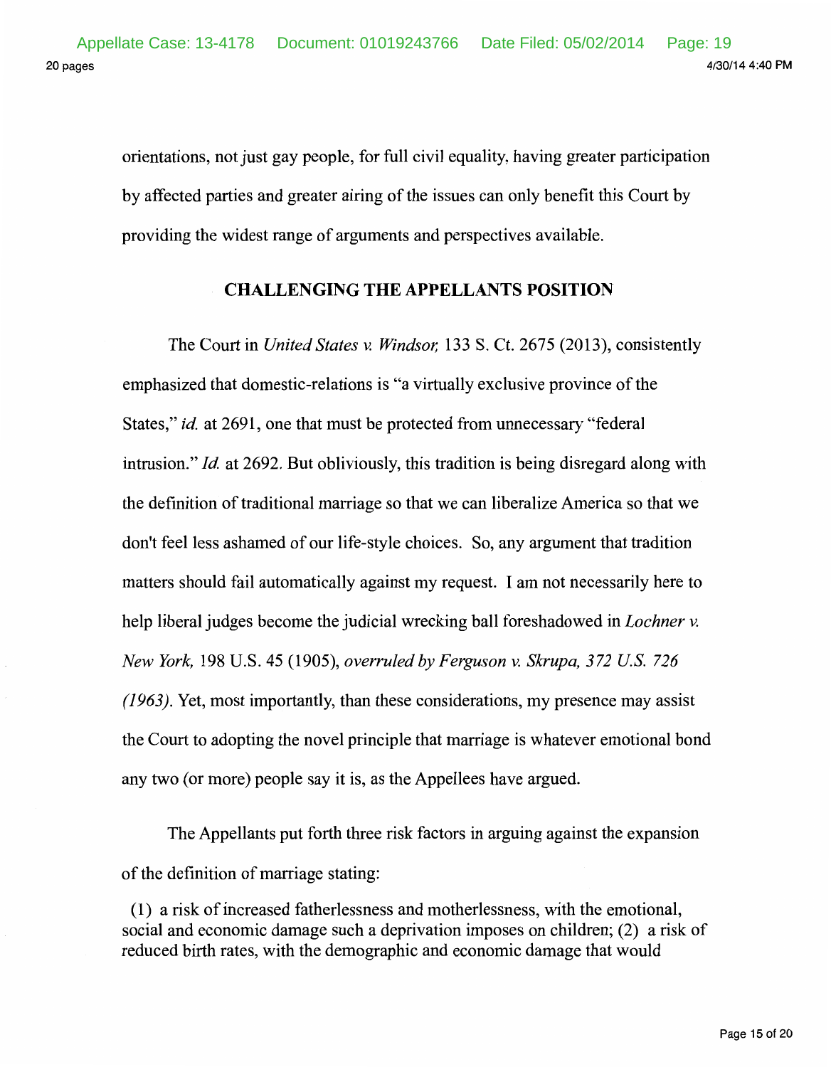orientations, not just gay people, for full civil equality, having greater participation by affected parties and greater airing of the issues can only benefit this Court by providing the widest range of arguments and perspectives available.

## CHALLENGING THE APPELLANTS POSITION

The Court in *United States v. Windsor,* 133 S. Ct. 2675 (2013), consistently emphasized that domestic-relations is "a virtually exclusive province of the States," *id.* at 2691, one that must be protected from unnecessary "federal intrusion." *Id.* at 2692. But obliviously, this tradition is being disregard along with the definition of traditional marriage so that we can liberalize America so that we don't feel less ashamed of our life-style choices. So, any argument that tradition matters should fail automatically against my request. I am not necessarily here to help liberal judges become the judicial wrecking ball foreshadowed in *Lochner v. New York,* 198 U.S. 45 (1905), *overruled by Ferguson v. Skrupa, 372 U.S. 726 (1963).* Yet, most importantly, than these considerations, my presence may assist the Court to adopting the novel principle that marriage is whatever emotional bond any two (or more) people say it is, as the Appellees have argued.

The Appellants put forth three risk factors in arguing against the expansion of the definition of marriage stating:

(1) a risk of increased fatherlessness and motherlessness, with the emotional, social and economic damage such a deprivation imposes on children; (2) a risk of reduced birth rates, with the demographic and economic damage that would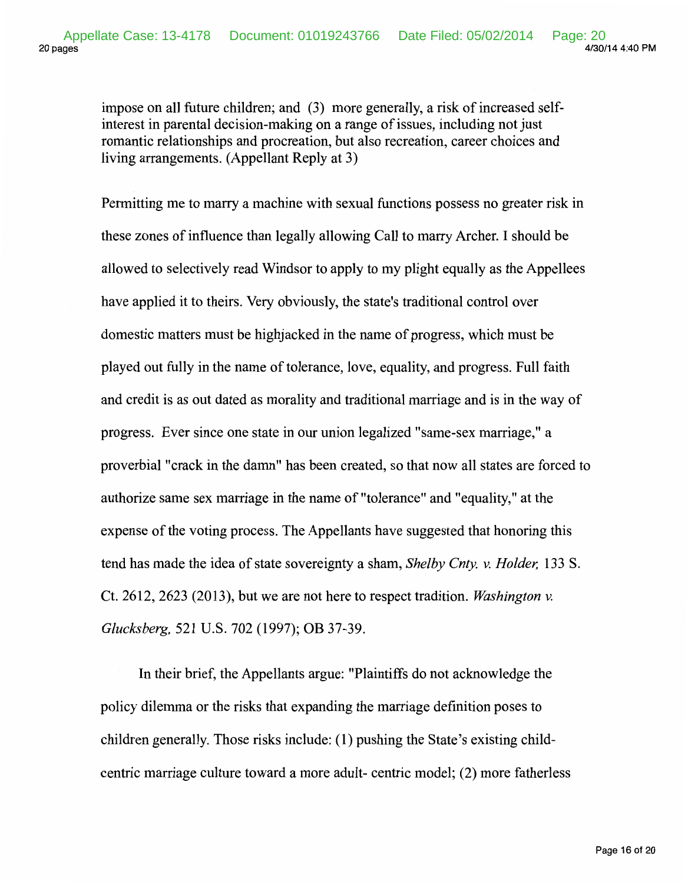impose on all future children; and (3) more generally, a risk of increased self-interest in parental decision-making on a range of issues, including not just romantic relationships and procreation, but also recreation, career choices and living arrangements. (Appellant Reply at 3)

Permitting me to marry a machine with sexual functions possess no greater risk in these zones of influence than legally allowing Call to marry Archer. I should be allowed to selectively read Windsor to apply to my plight equally as the Appellees have applied it to theirs. Very obviously, the state's traditional control over domestic matters must be highjacked in the name of progress, which must be played out fully in the name of tolerance, love, equality, and progress. Full faith and credit is as out dated as morality and traditional marriage and is in the way of progress. Ever since one state in our union legalized "same-sex marriage," a proverbial "crack in the damn" has been created, so that now all states are forced to authorize same sex marriage in the name of "tolerance" and "equality," at the expense of the voting process. The Appellants have suggested that honoring this tend has made the idea of state sovereignty a sham, *Shelby Cnty. v. Holder,* 133 S. Ct. 2612, 2623 (2013), but we are not here to respect tradition. *Washington v. Glucksberg,* 521 U.S. 702 (1997); OB 37-39.

In their brief, the Appellants argue: "Plaintiffs do not acknowledge the policy dilemma or the risks that expanding the marriage definition poses to children generally. Those risks include: (1) pushing the State's existing child-centric marriage culture toward a more adult- centric model; (2) more fatherless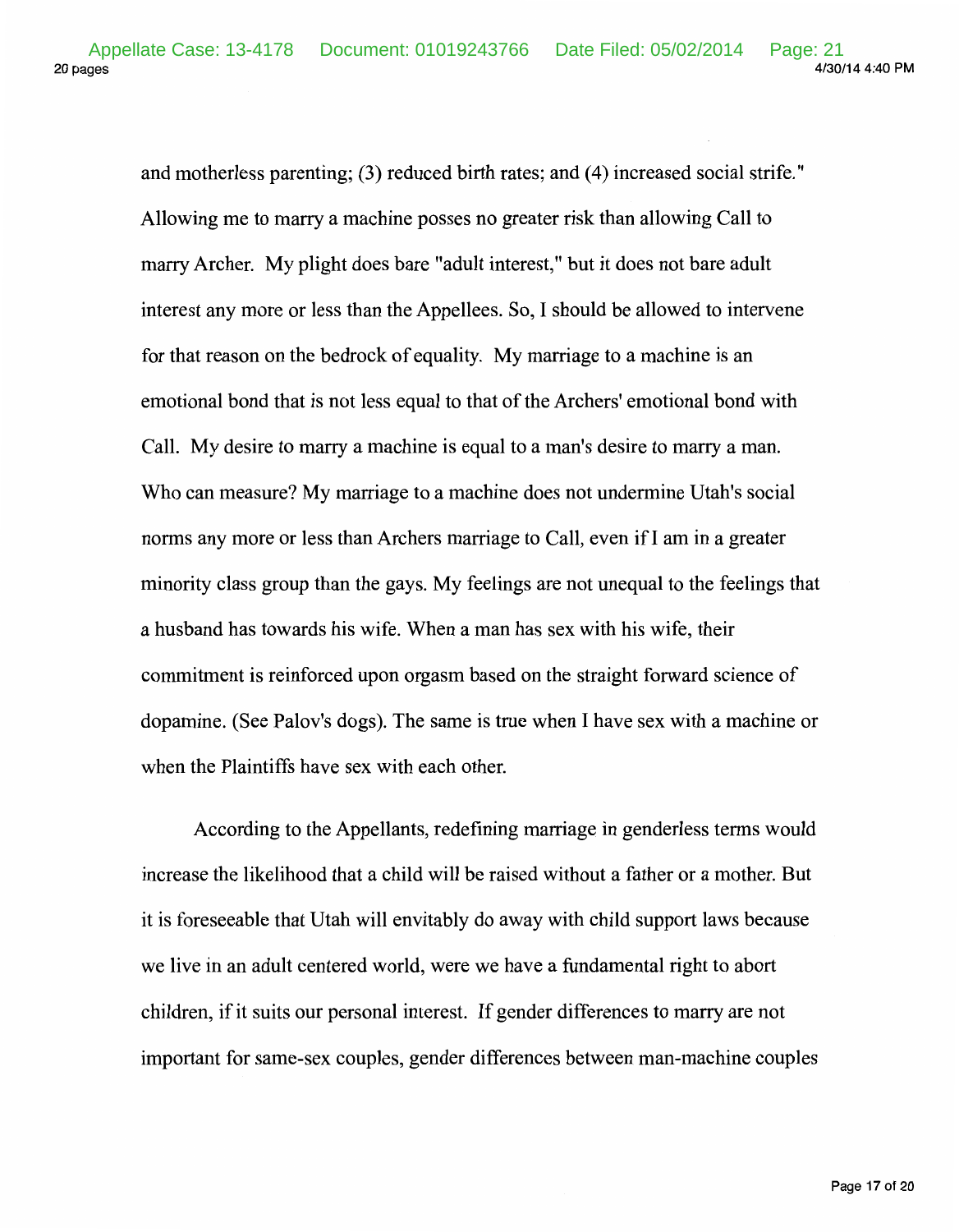and motherless parenting; (3) reduced birth rates; and (4) increased social strife." Allowing me to marry a machine posses no greater risk than allowing Call to marry Archer. My plight does bare "adult interest," but it does not bare adult interest any more or less than the Appellees. So, I should be allowed to intervene for that reason on the bedrock of equality. My marriage to a machine is an emotional bond that is not less equal to that of the Archers' emotional bond with Call. My desire to marry a machine is equal to a man's desire to marry a man. Who can measure? My marriage to a machine does not undermine Utah's social norms any more or less than Archers marriage to Call, even if I am in a greater minority class group than the gays. My feelings are not unequal to the feelings that a husband has towards his wife. When a man has sex with his wife, their commitment is reinforced upon orgasm based on the straight forward science of dopamine. (See Palov's dogs). The same is true when I have sex with a machine or when the Plaintiffs have sex with each other.

According to the Appellants, redefining marriage in genderless terms would increase the likelihood that a child will be raised without a father or a mother. But it is foreseeable that Utah will envitably do away with child support laws because we live in an adult centered world, were we have a fundamental right to abort children, if it suits our personal interest. If gender differences to marry are not important for same-sex couples, gender differences between man-machine couples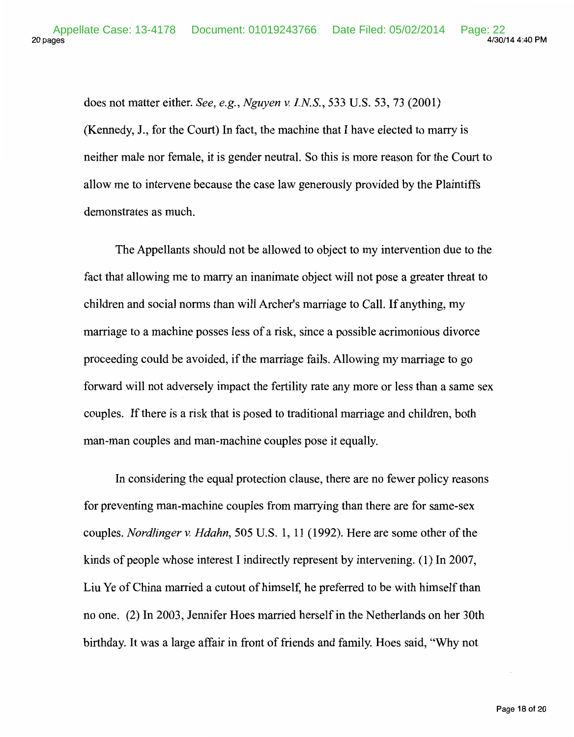does not matter either. *See, e.g., Nguyen v. I.N.S.*, 533 U.S. 53, 73 (2001) (Kennedy, J., for the Court) In fact, the machine that I have elected to marry is neither male nor female, it is gender neutral. So this is more reason for the Court to allow me to intervene because the case law generously provided by the Plaintiffs demonstrates as much.

The Appellants should not be allowed to object to my intervention due to the fact that allowing me to marry an inanimate object will not pose a greater threat to children and social norms than will Archer's marriage to Call. If anything, my marriage to a machine posses less of a risk, since a possible acrimonious divorce proceeding could be avoided, if the marriage fails. Allowing my marriage to go forward will not adversely impact the fertility rate any more or less than a same sex couples. If there is a risk that is posed to traditional marriage and children, both man-man couples and man-machine couples pose it equally.

In considering the equal protection clause, there are no fewer policy reasons for preventing man-machine couples from marrying than there are for same-sex couples. *Nordlinger v. Hdahn*, 505 U.S. 1, 11 (1992). Here are some other of the kinds of people whose interest I indirectly represent by intervening. (1) In 2007, Liu Ye of China married a cutout of himself, he preferred to be with himself than no one. (2) In 2003, Jennifer Hoes married herself in the Netherlands on her 30th birthday. It was a large affair in front of friends and family. Hoes said, "Why not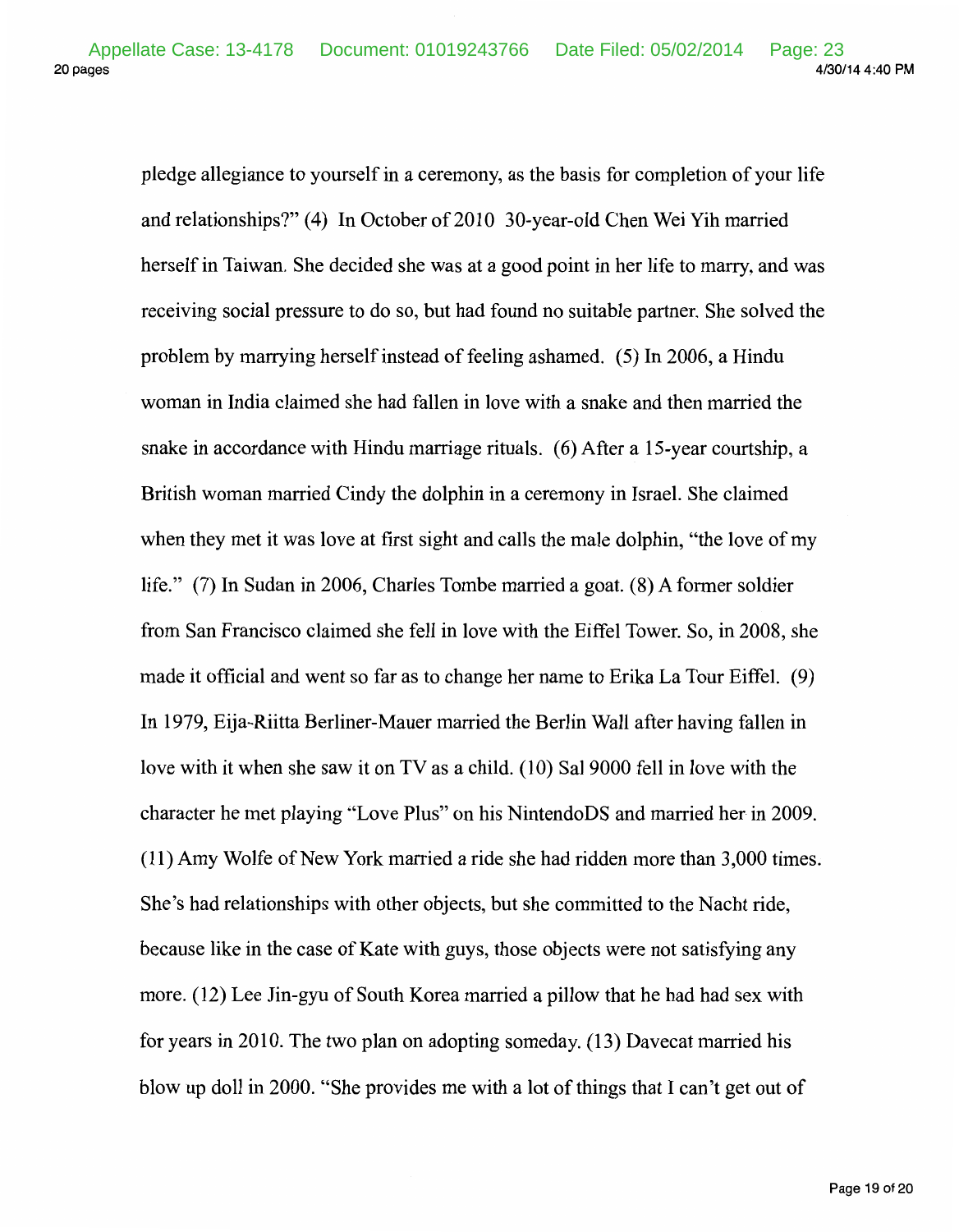pledge allegiance to yourself in a ceremony, as the basis for completion of your life and relationships?" (4) In October of 2010 30-year-old Chen Wei Yih married herself in Taiwan. She decided she was at a good point in her life to marry, and was receiving social pressure to do so, but had found no suitable partner. She solved the problem by marrying herself instead of feeling ashamed. (5) In 2006, a Hindu woman in India claimed she had fallen in love with a snake and then married the snake in accordance with Hindu marriage rituals. (6) After a 15-year courtship, a British woman married Cindy the dolphin in a ceremony in Israel. She claimed when they met it was love at first sight and calls the male dolphin, "the love of my life." (7) In Sudan in 2006, Charles Tombe married a goat. (8) A former soldier from San Francisco claimed she fell in love with the Eiffel Tower. So, in 2008, she made it official and went so far as to change her name to Erika La Tour Eiffel. (9) In 1979, Eija-Riitta Berliner-Mauer married the Berlin Wall after having fallen in love with it when she saw it on TV as a child. (10) Sal 9000 fell in love with the character he met playing "Love Plus" on his NintendoDS and married her in 2009. (11) Amy Wolfe of New York married a ride she had ridden more than 3,000 times. She's had relationships with other objects, but she committed to the Nacht ride, because like in the case of Kate with guys, those objects were not satisfying any more. (12) Lee Jin-gyu of South Korea married a pillow that he had had sex with for years in 2010. The two plan on adopting someday. (13) Davecat married his blow up doll in 2000. "She provides me with a lot of things that I can't get out of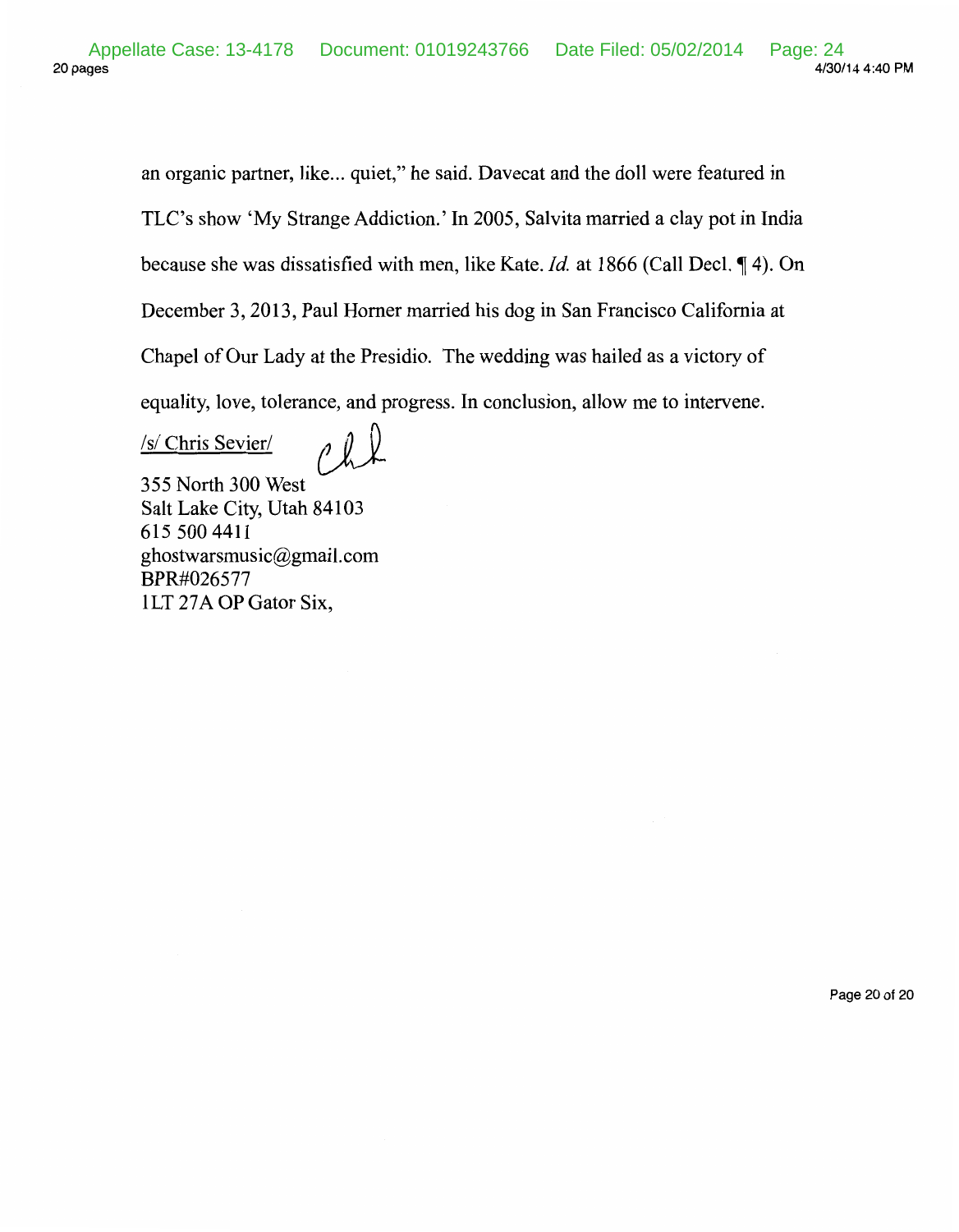an organic partner, like... quiet," he said. Davecat and the doll were featured in TLC's show 'My Strange Addiction.' In 2005, Salvita married a clay pot in India because she was dissatisfied with men, like Kate. *Id.* at 1866 (Call Decl. ¶ 4). On December 3, 2013, Paul Horner married his dog in San Francisco California at Chapel of Our Lady at the Presidio. The wedding was hailed as a victory of equality, love, tolerance, and progress. In conclusion, allow me to intervene.

/s/ Chris Sevier/

355 North 300 West
Salt Lake City, Utah 84103
615 500 4411
ghostwarsmusic@gmail.com
BPR#026577
1LT 27A OP Gator Six,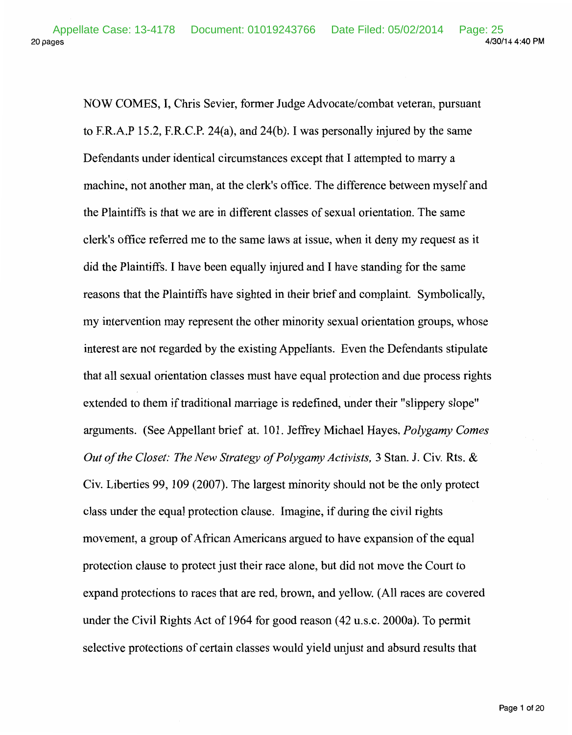NOW COMES, I, Chris Sevier, former Judge Advocate/combat veteran, pursuant to F.R.A.P 15.2, F.R.C.P. 24(a), and 24(b). I was personally injured by the same Defendants under identical circumstances except that I attempted to marry a machine, not another man, at the clerk's office. The difference between myself and the Plaintiffs is that we are in different classes of sexual orientation. The same clerk's office referred me to the same laws at issue, when it deny my request as it did the Plaintiffs. I have been equally injured and I have standing for the same reasons that the Plaintiffs have sighted in their brief and complaint. Symbolically, my intervention may represent the other minority sexual orientation groups, whose interest are not regarded by the existing Appellants. Even the Defendants stipulate that all sexual orientation classes must have equal protection and due process rights extended to them if traditional marriage is redefined, under their "slippery slope" arguments. (See Appellant brief at. 101. Jeffrey Michael Hayes, *Polygamy Comes Out of the Closet: The New Strategy of Polygamy Activists,* 3 Stan. J. Civ. Rts. & Civ. Liberties 99, 109 (2007). The largest minority should not be the only protect class under the equal protection clause. Imagine, if during the civil rights movement, a group of African Americans argued to have expansion of the equal protection clause to protect just their race alone, but did not move the Court to expand protections to races that are red, brown, and yellow. (All races are covered under the Civil Rights Act of 1964 for good reason (42 u.s.c. 2000a). To permit selective protections of certain classes would yield unjust and absurd results that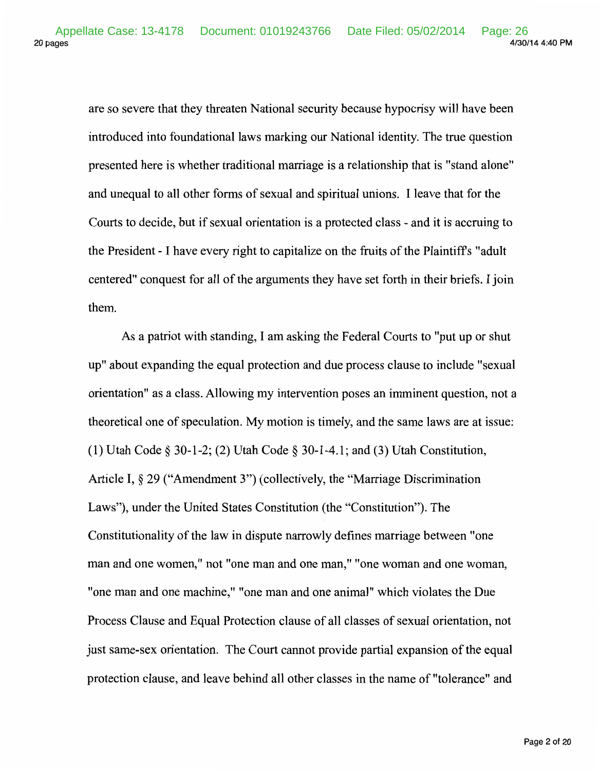are so severe that they threaten National security because hypocrisy will have been introduced into foundational laws marking our National identity. The true question presented here is whether traditional marriage is a relationship that is "stand alone" and unequal to all other forms of sexual and spiritual unions. I leave that for the Courts to decide, but if sexual orientation is a protected class - and it is accruing to the President - I have every right to capitalize on the fruits of the Plaintiff's "adult centered" conquest for all of the arguments they have set forth in their briefs. I join them.

As a patriot with standing, I am asking the Federal Courts to "put up or shut up" about expanding the equal protection and due process clause to include "sexual orientation" as a class. Allowing my intervention poses an imminent question, not a theoretical one of speculation. My motion is timely, and the same laws are at issue: (1) Utah Code § 30-1-2; (2) Utah Code § 30-1-4.1; and (3) Utah Constitution, Article I, § 29 ("Amendment 3") (collectively, the "Marriage Discrimination Laws"), under the United States Constitution (the "Constitution"). The Constitutionality of the law in dispute narrowly defines marriage between "one man and one women," not "one man and one man," "one woman and one woman, "one man and one machine," "one man and one animal" which violates the Due Process Clause and Equal Protection clause of all classes of sexual orientation, not just same-sex orientation. The Court cannot provide partial expansion of the equal protection clause, and leave behind all other classes in the name of "tolerance" and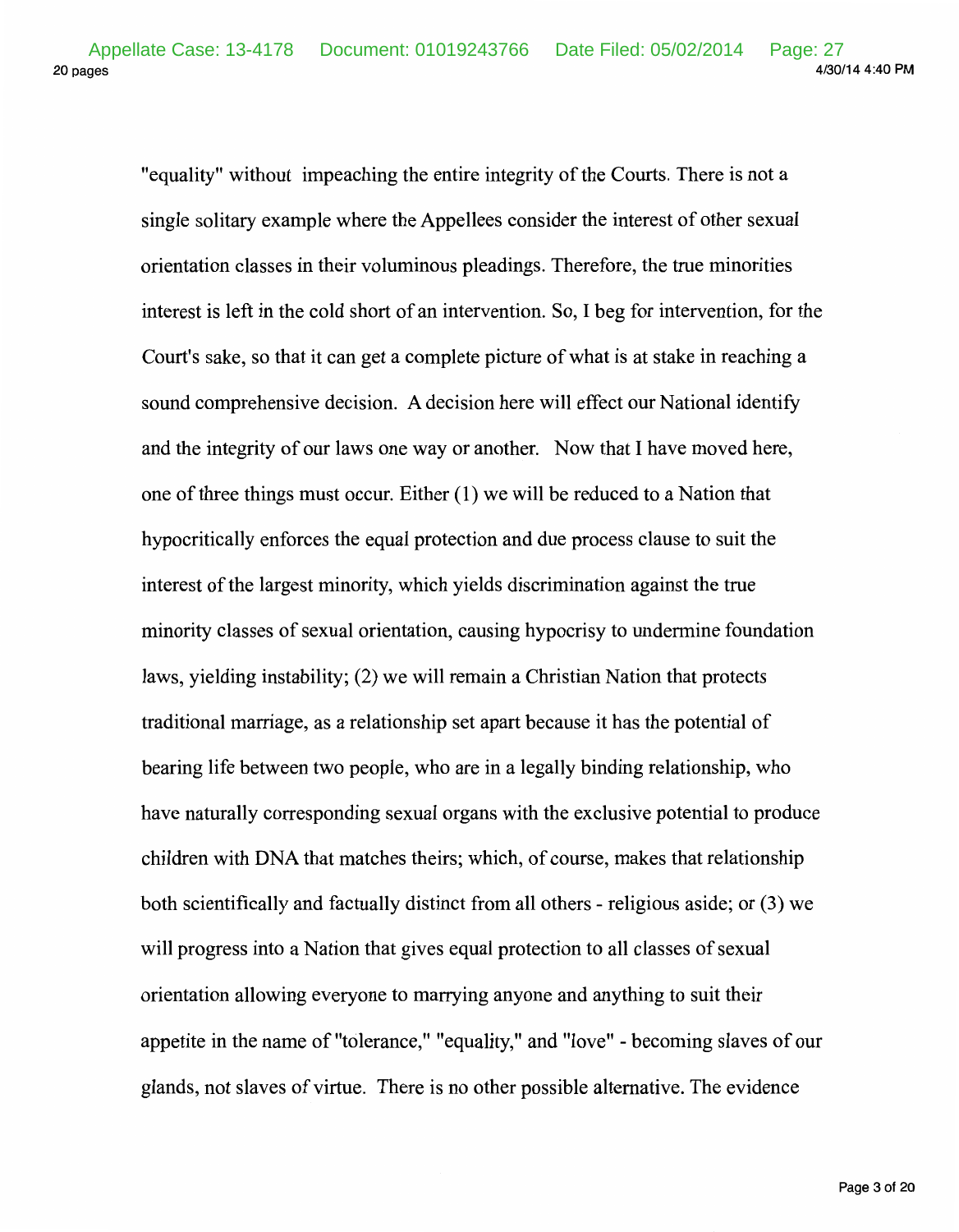"equality" without impeaching the entire integrity of the Courts. There is not a single solitary example where the Appellees consider the interest of other sexual orientation classes in their voluminous pleadings. Therefore, the true minorities interest is left in the cold short of an intervention. So, I beg for intervention, for the Court's sake, so that it can get a complete picture of what is at stake in reaching a sound comprehensive decision. A decision here will effect our National identify and the integrity of our laws one way or another. Now that I have moved here, one of three things must occur. Either (1) we will be reduced to a Nation that hypocritically enforces the equal protection and due process clause to suit the interest of the largest minority, which yields discrimination against the true minority classes of sexual orientation, causing hypocrisy to undermine foundation laws, yielding instability; (2) we will remain a Christian Nation that protects traditional marriage, as a relationship set apart because it has the potential of bearing life between two people, who are in a legally binding relationship, who have naturally corresponding sexual organs with the exclusive potential to produce children with DNA that matches theirs; which, of course, makes that relationship both scientifically and factually distinct from all others - religious aside; or (3) we will progress into a Nation that gives equal protection to all classes of sexual orientation allowing everyone to marrying anyone and anything to suit their appetite in the name of "tolerance," "equality," and "love" - becoming slaves of our glands, not slaves of virtue. There is no other possible alternative. The evidence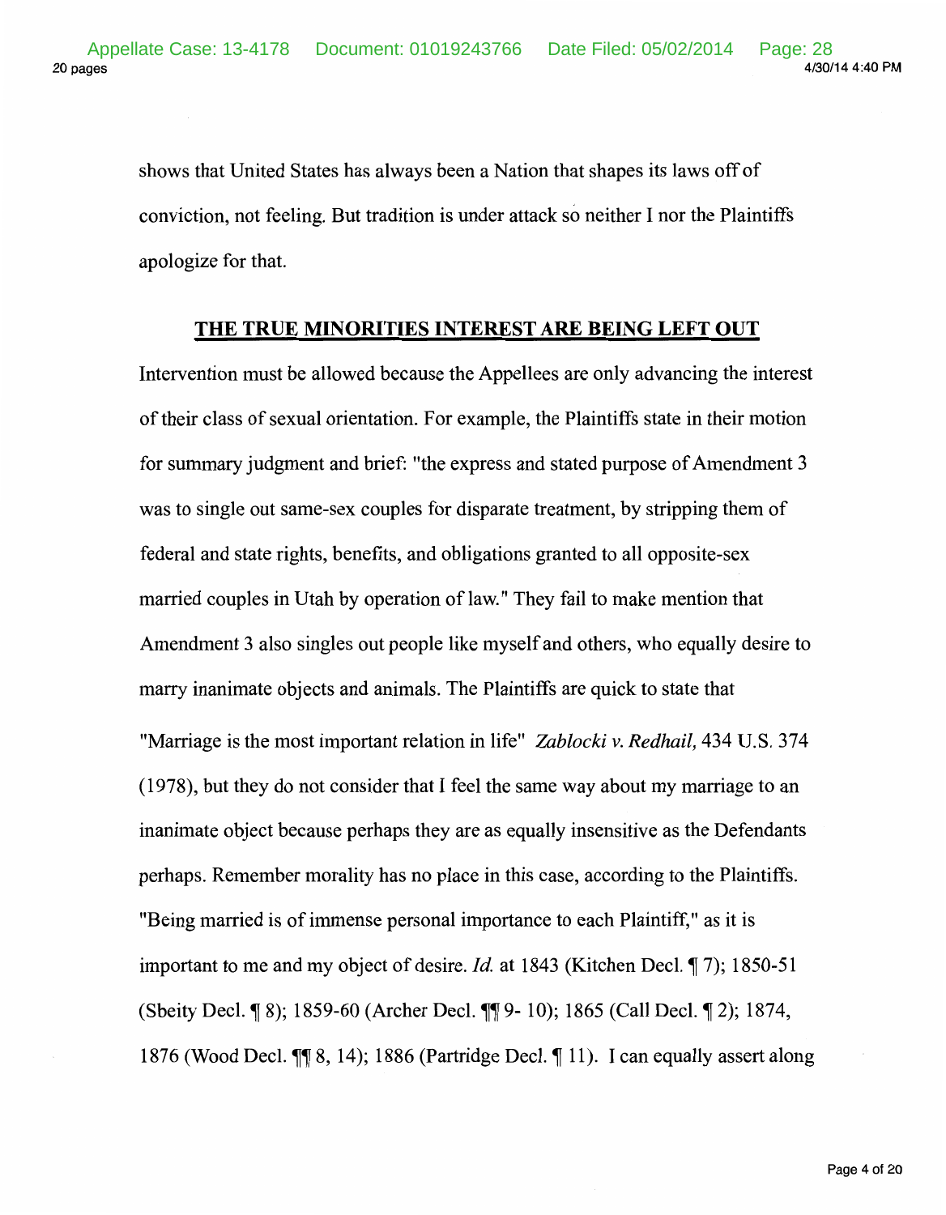shows that United States has always been a Nation that shapes its laws off of conviction, not feeling. But tradition is under attack so neither I nor the Plaintiffs apologize for that.

## THE TRUE MINORITIES INTEREST ARE BEING LEFT OUT

Intervention must be allowed because the Appellees are only advancing the interest of their class of sexual orientation. For example, the Plaintiffs state in their motion for summary judgment and brief: "the express and stated purpose of Amendment 3 was to single out same-sex couples for disparate treatment, by stripping them of federal and state rights, benefits, and obligations granted to all opposite-sex married couples in Utah by operation of law." They fail to make mention that Amendment 3 also singles out people like myself and others, who equally desire to marry inanimate objects and animals. The Plaintiffs are quick to state that "Marriage is the most important relation in life" *Zablocki v. Redhail,* 434 U.S. 374 (1978), but they do not consider that I feel the same way about my marriage to an inanimate object because perhaps they are as equally insensitive as the Defendants perhaps. Remember morality has no place in this case, according to the Plaintiffs. "Being married is of immense personal importance to each Plaintiff," as it is important to me and my object of desire. *Id.* at 1843 (Kitchen Decl. ¶ 7); 1850-51 (Sbeity Decl. ¶ 8); 1859-60 (Archer Decl. ¶¶ 9- 10); 1865 (Call Decl. ¶ 2); 1874, 1876 (Wood Decl. ¶¶ 8, 14); 1886 (Partridge Decl. ¶ 11). I can equally assert along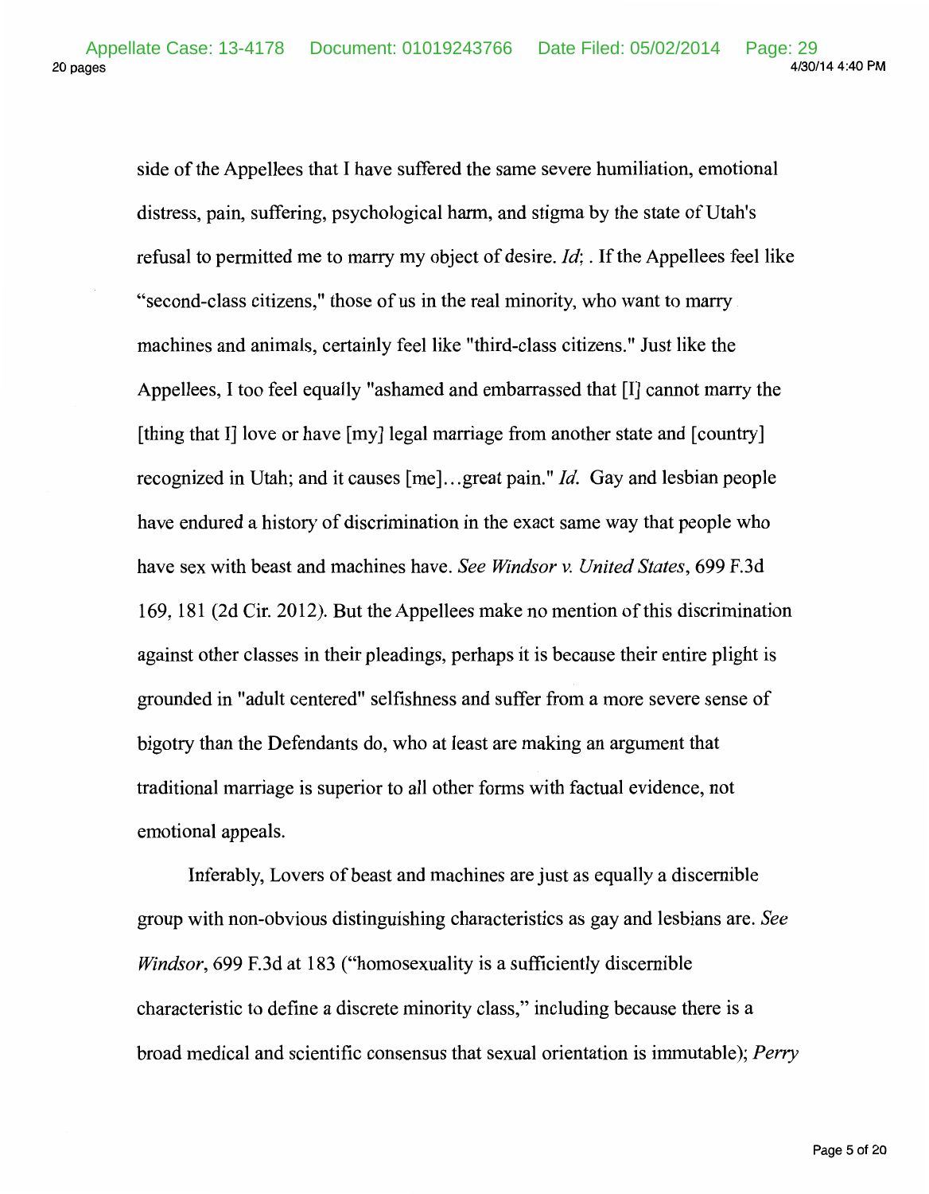side of the Appellees that I have suffered the same severe humiliation, emotional distress, pain, suffering, psychological harm, and stigma by the state of Utah's refusal to permitted me to marry my object of desire. *Id*; . If the Appellees feel like "second-class citizens," those of us in the real minority, who want to marry machines and animals, certainly feel like "third-class citizens." Just like the Appellees, I too feel equally "ashamed and embarrassed that [I] cannot marry the [thing that I] love or have [my] legal marriage from another state and [country] recognized in Utah; and it causes [me]...great pain." *Id.* Gay and lesbian people have endured a history of discrimination in the exact same way that people who have sex with beast and machines have. *See Windsor v. United States*, 699 F.3d 169, 181 (2d Cir. 2012). But the Appellees make no mention of this discrimination against other classes in their pleadings, perhaps it is because their entire plight is grounded in "adult centered" selfishness and suffer from a more severe sense of bigotry than the Defendants do, who at least are making an argument that traditional marriage is superior to all other forms with factual evidence, not emotional appeals.

Inferably, Lovers of beast and machines are just as equally a discernible group with non-obvious distinguishing characteristics as gay and lesbians are. *See Windsor*, 699 F.3d at 183 ("homosexuality is a sufficiently discernible characteristic to define a discrete minority class," including because there is a broad medical and scientific consensus that sexual orientation is immutable); *Perry*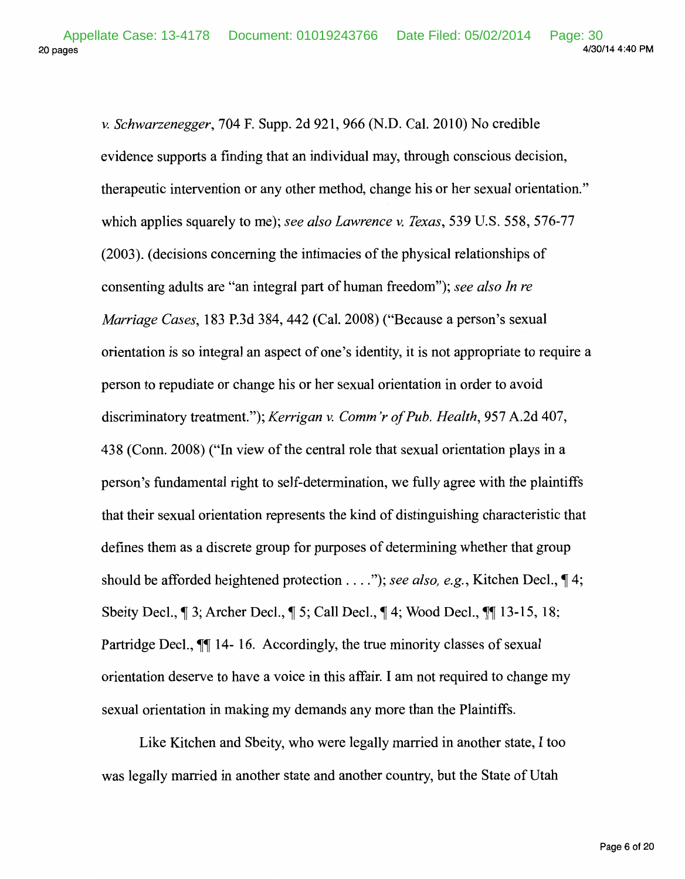*v. Schwarzenegger*, 704 F. Supp. 2d 921, 966 (N.D. Cal. 2010) No credible evidence supports a finding that an individual may, through conscious decision, therapeutic intervention or any other method, change his or her sexual orientation." which applies squarely to me); *see also Lawrence v. Texas*, 539 U.S. 558, 576-77 (2003). (decisions concerning the intimacies of the physical relationships of consenting adults are "an integral part of human freedom"); *see also In re Marriage Cases*, 183 P.3d 384, 442 (Cal. 2008) ("Because a person's sexual orientation is so integral an aspect of one's identity, it is not appropriate to require a person to repudiate or change his or her sexual orientation in order to avoid discriminatory treatment."); *Kerrigan v. Comm'r of Pub. Health*, 957 A.2d 407, 438 (Conn. 2008) ("In view of the central role that sexual orientation plays in a person's fundamental right to self-determination, we fully agree with the plaintiffs that their sexual orientation represents the kind of distinguishing characteristic that defines them as a discrete group for purposes of determining whether that group should be afforded heightened protection . . . ."); *see also, e.g.*, Kitchen Decl., ¶ 4; Sbeity Decl., ¶ 3; Archer Decl., ¶ 5; Call Decl., ¶ 4; Wood Decl., ¶¶ 13-15, 18; Partridge Decl., ¶¶ 14- 16. Accordingly, the true minority classes of sexual orientation deserve to have a voice in this affair. I am not required to change my sexual orientation in making my demands any more than the Plaintiffs.

Like Kitchen and Sbeity, who were legally married in another state, I too was legally married in another state and another country, but the State of Utah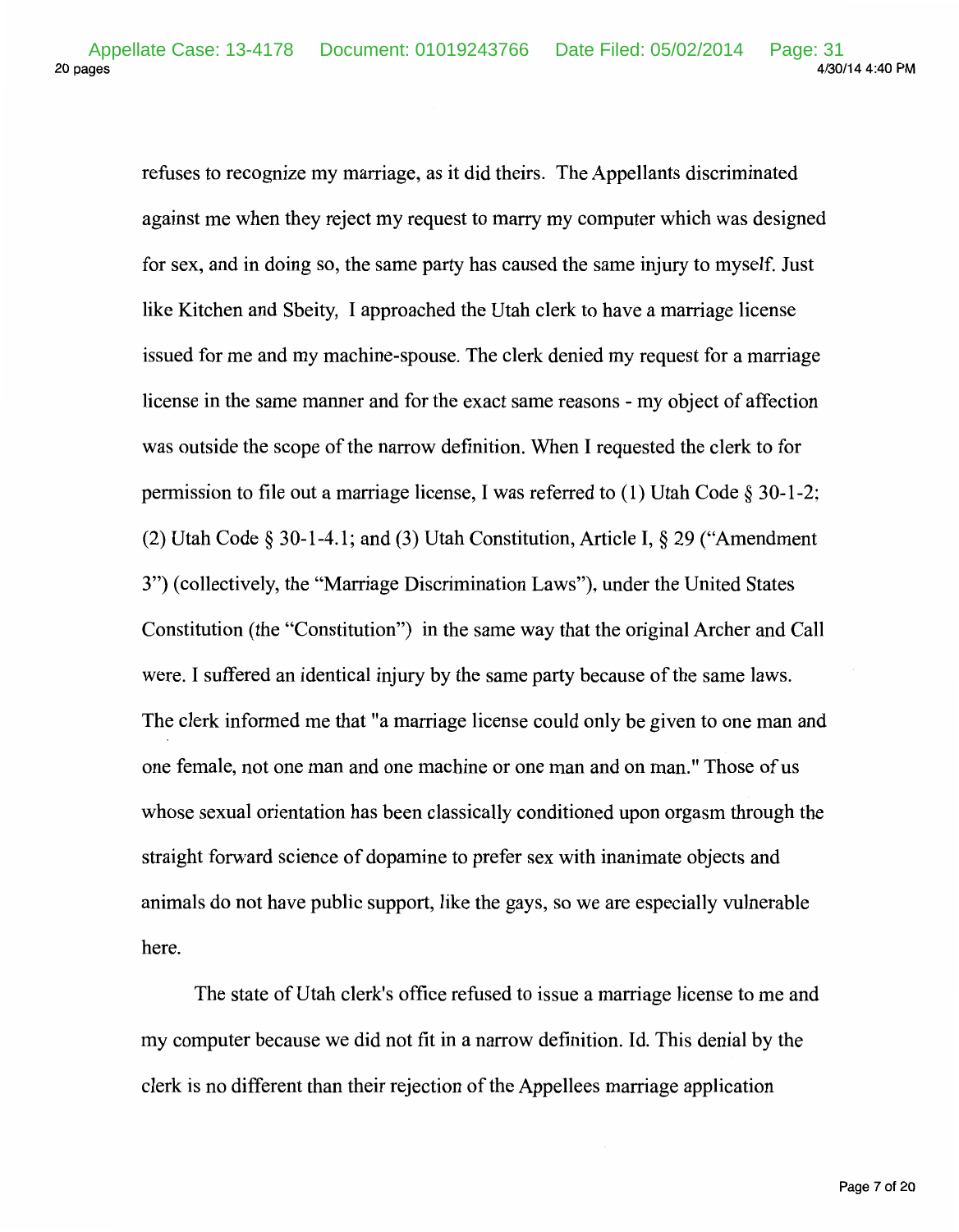refuses to recognize my marriage, as it did theirs. The Appellants discriminated against me when they reject my request to marry my computer which was designed for sex, and in doing so, the same party has caused the same injury to myself. Just like Kitchen and Sbeity, I approached the Utah clerk to have a marriage license issued for me and my machine-spouse. The clerk denied my request for a marriage license in the same manner and for the exact same reasons - my object of affection was outside the scope of the narrow definition. When I requested the clerk to for permission to file out a marriage license, I was referred to (1) Utah Code § 30-1-2; (2) Utah Code § 30-1-4.1; and (3) Utah Constitution, Article I, § 29 ("Amendment 3") (collectively, the "Marriage Discrimination Laws"), under the United States Constitution (the "Constitution") in the same way that the original Archer and Call were. I suffered an identical injury by the same party because of the same laws. The clerk informed me that "a marriage license could only be given to one man and one female, not one man and one machine or one man and on man." Those of us whose sexual orientation has been classically conditioned upon orgasm through the straight forward science of dopamine to prefer sex with inanimate objects and animals do not have public support, like the gays, so we are especially vulnerable here.

The state of Utah clerk's office refused to issue a marriage license to me and my computer because we did not fit in a narrow definition. Id. This denial by the clerk is no different than their rejection of the Appellees marriage application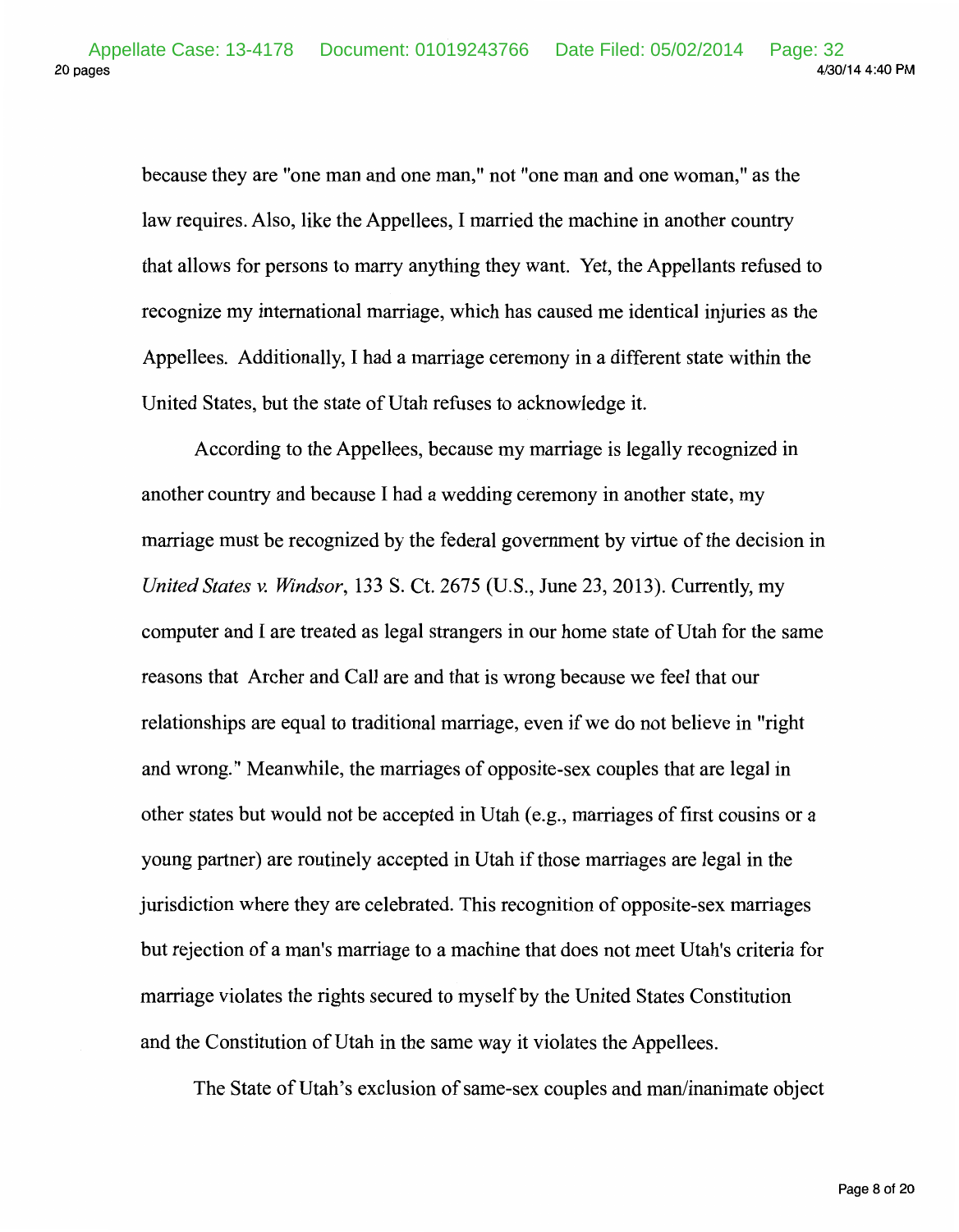because they are "one man and one man," not "one man and one woman," as the law requires. Also, like the Appellees, I married the machine in another country that allows for persons to marry anything they want. Yet, the Appellants refused to recognize my international marriage, which has caused me identical injuries as the Appellees. Additionally, I had a marriage ceremony in a different state within the United States, but the state of Utah refuses to acknowledge it.

According to the Appellees, because my marriage is legally recognized in another country and because I had a wedding ceremony in another state, my marriage must be recognized by the federal government by virtue of the decision in *United States v. Windsor*, 133 S. Ct. 2675 (U.S., June 23, 2013). Currently, my computer and I are treated as legal strangers in our home state of Utah for the same reasons that Archer and Call are and that is wrong because we feel that our relationships are equal to traditional marriage, even if we do not believe in "right and wrong." Meanwhile, the marriages of opposite-sex couples that are legal in other states but would not be accepted in Utah (e.g., marriages of first cousins or a young partner) are routinely accepted in Utah if those marriages are legal in the jurisdiction where they are celebrated. This recognition of opposite-sex marriages but rejection of a man's marriage to a machine that does not meet Utah's criteria for marriage violates the rights secured to myself by the United States Constitution and the Constitution of Utah in the same way it violates the Appellees.

The State of Utah's exclusion of same-sex couples and man/inanimate object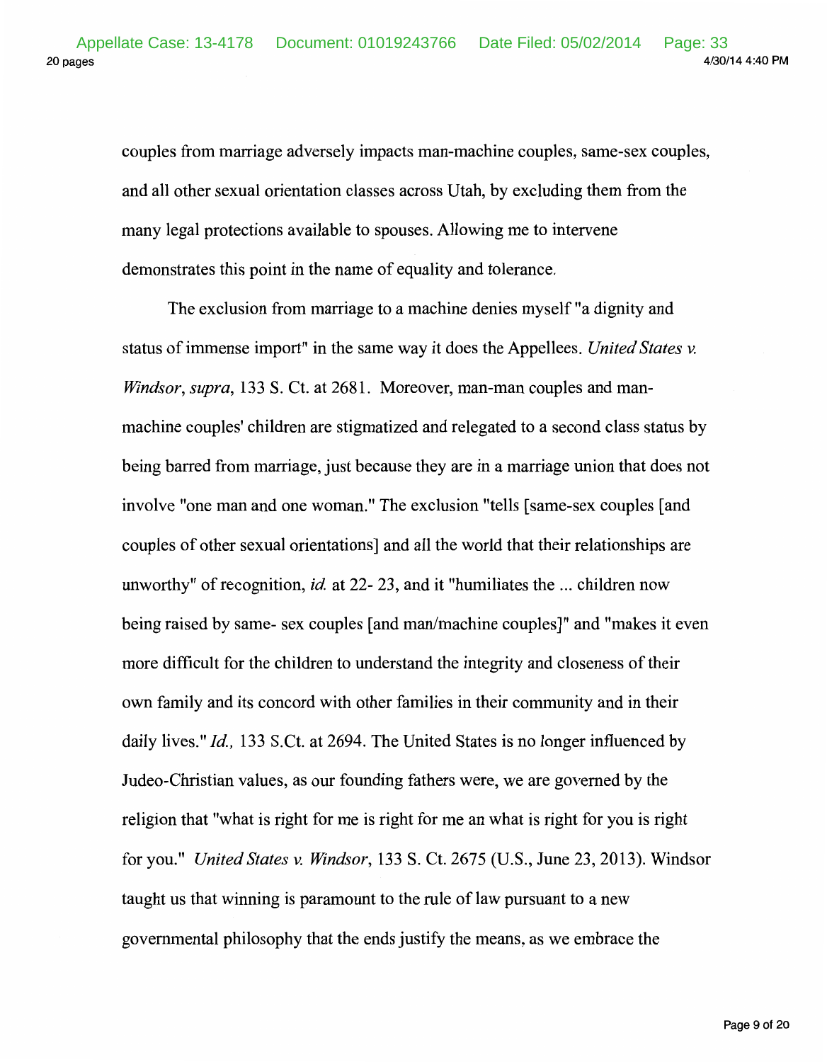couples from marriage adversely impacts man-machine couples, same-sex couples, and all other sexual orientation classes across Utah, by excluding them from the many legal protections available to spouses. Allowing me to intervene demonstrates this point in the name of equality and tolerance.

The exclusion from marriage to a machine denies myself "a dignity and status of immense import" in the same way it does the Appellees. *United States v. Windsor, supra*, 133 S. Ct. at 2681. Moreover, man-man couples and man-machine couples' children are stigmatized and relegated to a second class status by being barred from marriage, just because they are in a marriage union that does not involve "one man and one woman." The exclusion "tells [same-sex couples [and couples of other sexual orientations] and all the world that their relationships are unworthy" of recognition, *id.* at 22- 23, and it "humiliates the ... children now being raised by same- sex couples [and man/machine couples]" and "makes it even more difficult for the children to understand the integrity and closeness of their own family and its concord with other families in their community and in their daily lives." *Id.,* 133 S.Ct. at 2694. The United States is no longer influenced by Judeo-Christian values, as our founding fathers were, we are governed by the religion that "what is right for me is right for me an what is right for you is right for you." *United States v. Windsor*, 133 S. Ct. 2675 (U.S., June 23, 2013). Windsor taught us that winning is paramount to the rule of law pursuant to a new governmental philosophy that the ends justify the means, as we embrace the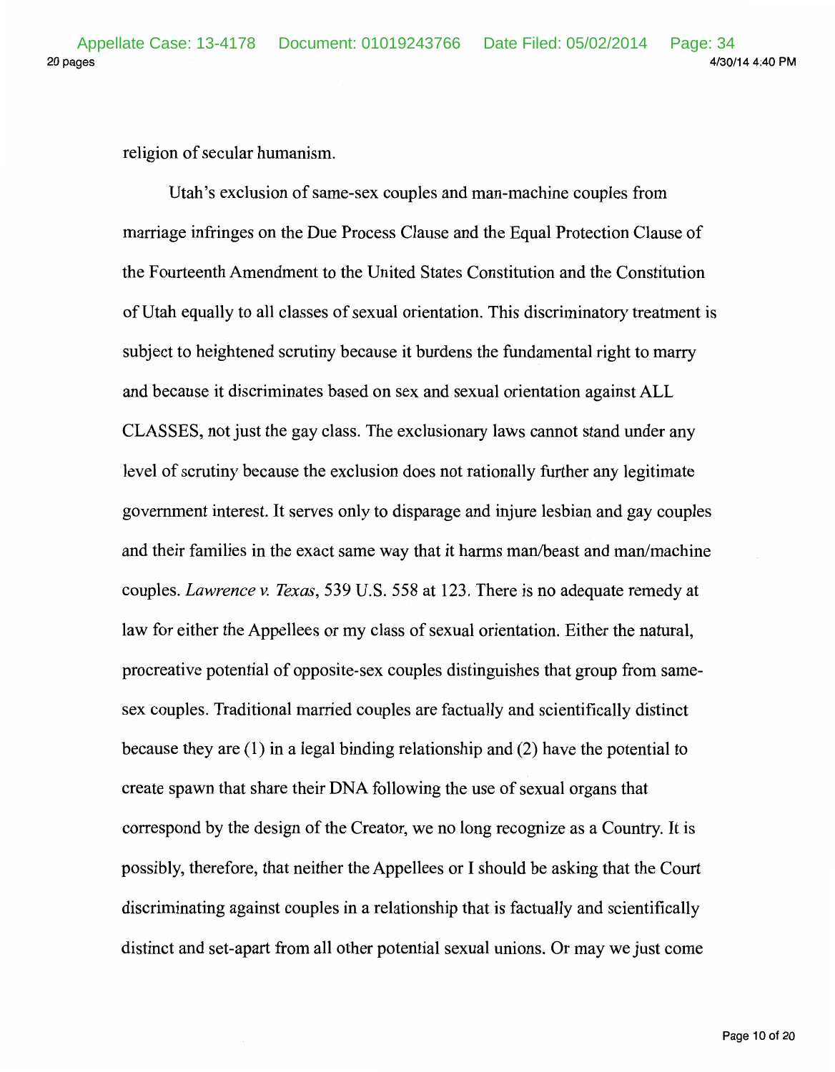religion of secular humanism.

Utah's exclusion of same-sex couples and man-machine couples from marriage infringes on the Due Process Clause and the Equal Protection Clause of the Fourteenth Amendment to the United States Constitution and the Constitution of Utah equally to all classes of sexual orientation. This discriminatory treatment is subject to heightened scrutiny because it burdens the fundamental right to marry and because it discriminates based on sex and sexual orientation against ALL CLASSES, not just the gay class. The exclusionary laws cannot stand under any level of scrutiny because the exclusion does not rationally further any legitimate government interest. It serves only to disparage and injure lesbian and gay couples and their families in the exact same way that it harms man/beast and man/machine couples. *Lawrence v. Texas*, 539 U.S. 558 at 123. There is no adequate remedy at law for either the Appellees or my class of sexual orientation. Either the natural, procreative potential of opposite-sex couples distinguishes that group from same-sex couples. Traditional married couples are factually and scientifically distinct because they are (1) in a legal binding relationship and (2) have the potential to create spawn that share their DNA following the use of sexual organs that correspond by the design of the Creator, we no long recognize as a Country. It is possibly, therefore, that neither the Appellees or I should be asking that the Court discriminating against couples in a relationship that is factually and scientifically distinct and set-apart from all other potential sexual unions. Or may we just come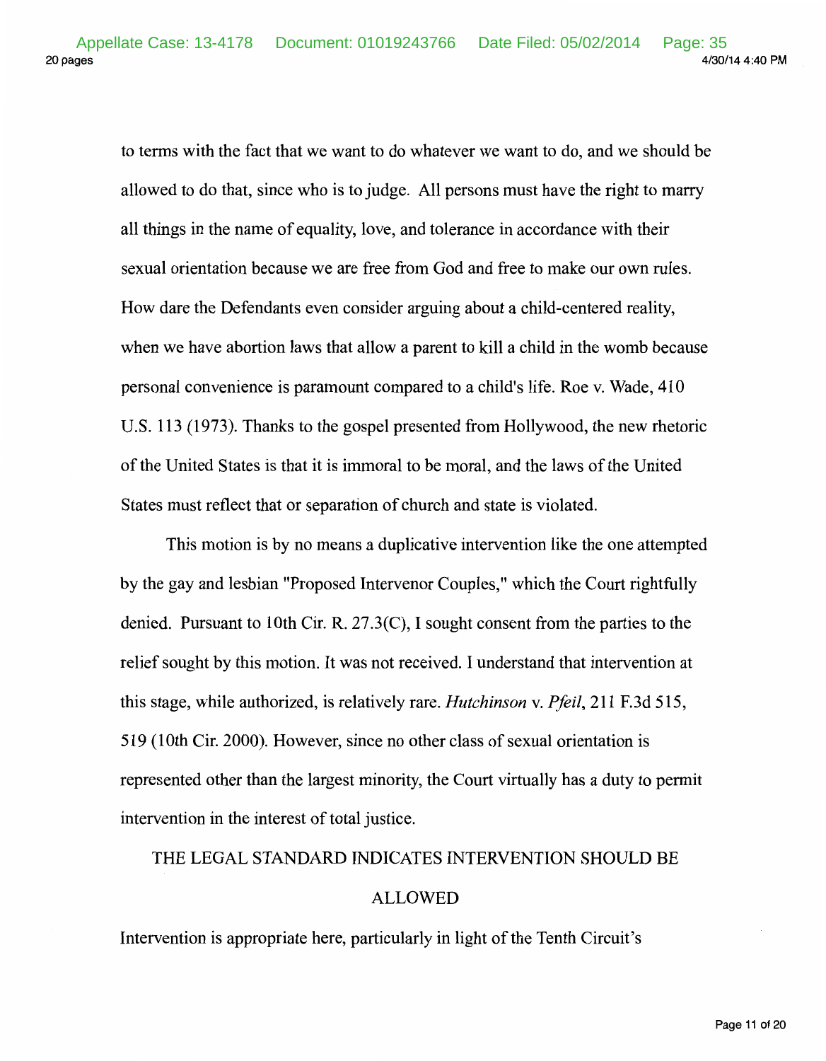to terms with the fact that we want to do whatever we want to do, and we should be allowed to do that, since who is to judge. All persons must have the right to marry all things in the name of equality, love, and tolerance in accordance with their sexual orientation because we are free from God and free to make our own rules. How dare the Defendants even consider arguing about a child-centered reality, when we have abortion laws that allow a parent to kill a child in the womb because personal convenience is paramount compared to a child's life. Roe v. Wade, 410 U.S. 113 (1973). Thanks to the gospel presented from Hollywood, the new rhetoric of the United States is that it is immoral to be moral, and the laws of the United States must reflect that or separation of church and state is violated.

This motion is by no means a duplicative intervention like the one attempted by the gay and lesbian "Proposed Intervenor Couples," which the Court rightfully denied. Pursuant to 10th Cir. R. 27.3(C), I sought consent from the parties to the relief sought by this motion. It was not received. I understand that intervention at this stage, while authorized, is relatively rare. *Hutchinson* v. *Pfeil*, 211 F.3d 515, 519 (10th Cir. 2000). However, since no other class of sexual orientation is represented other than the largest minority, the Court virtually has a duty to permit intervention in the interest of total justice.

## THE LEGAL STANDARD INDICATES INTERVENTION SHOULD BE ALLOWED

Intervention is appropriate here, particularly in light of the Tenth Circuit's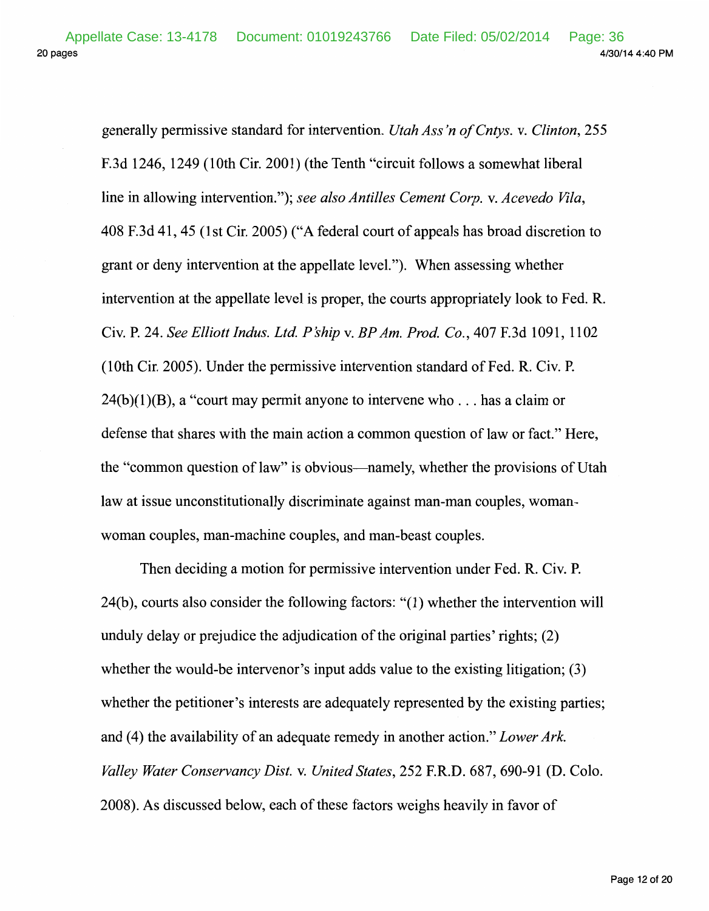generally permissive standard for intervention. *Utah Ass'n of Cntys.* v. *Clinton*, 255 F.3d 1246, 1249 (10th Cir. 2001) (the Tenth "circuit follows a somewhat liberal line in allowing intervention."); *see also Antilles Cement Corp.* v. *Acevedo Vila*, 408 F.3d 41, 45 (1st Cir. 2005) ("A federal court of appeals has broad discretion to grant or deny intervention at the appellate level."). When assessing whether intervention at the appellate level is proper, the courts appropriately look to Fed. R. Civ. P. 24. *See Elliott Indus. Ltd. P'ship* v. *BP Am. Prod. Co.*, 407 F.3d 1091, 1102 (10th Cir. 2005). Under the permissive intervention standard of Fed. R. Civ. P. 24(b)(1)(B), a "court may permit anyone to intervene who . . . has a claim or defense that shares with the main action a common question of law or fact." Here, the "common question of law" is obvious—namely, whether the provisions of Utah law at issue unconstitutionally discriminate against man-man couples, woman-woman couples, man-machine couples, and man-beast couples.

Then deciding a motion for permissive intervention under Fed. R. Civ. P. 24(b), courts also consider the following factors: "(1) whether the intervention will unduly delay or prejudice the adjudication of the original parties' rights; (2) whether the would-be intervenor's input adds value to the existing litigation; (3) whether the petitioner's interests are adequately represented by the existing parties; and (4) the availability of an adequate remedy in another action." *Lower Ark. Valley Water Conservancy Dist.* v. *United States*, 252 F.R.D. 687, 690-91 (D. Colo. 2008). As discussed below, each of these factors weighs heavily in favor of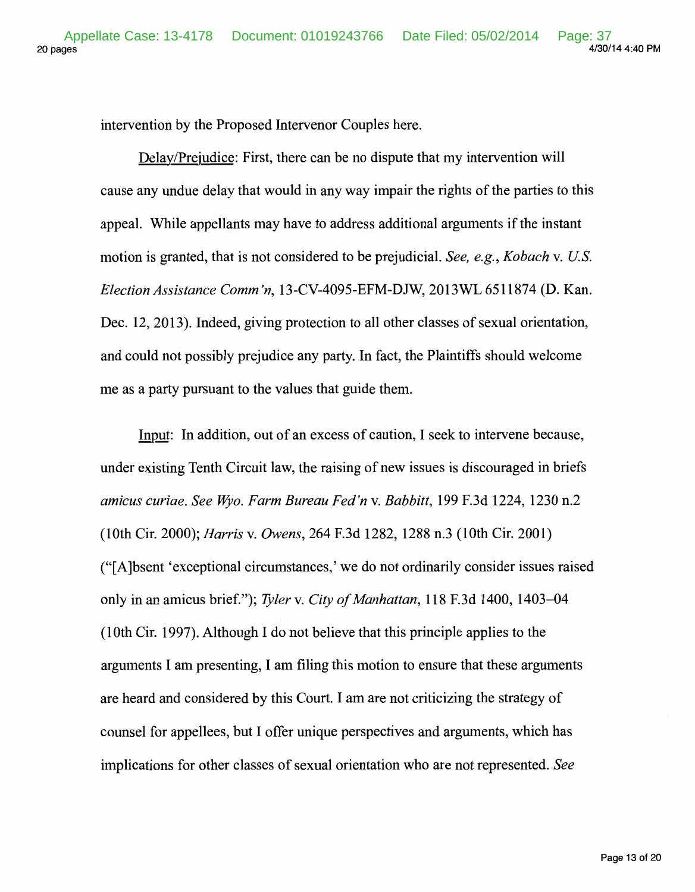intervention by the Proposed Intervenor Couples here.

Delay/Prejudice: First, there can be no dispute that my intervention will cause any undue delay that would in any way impair the rights of the parties to this appeal. While appellants may have to address additional arguments if the instant motion is granted, that is not considered to be prejudicial. *See, e.g., Kobach* v. *U.S. Election Assistance Comm'n*, 13-CV-4095-EFM-DJW, 2013WL 6511874 (D. Kan. Dec. 12, 2013). Indeed, giving protection to all other classes of sexual orientation, and could not possibly prejudice any party. In fact, the Plaintiffs should welcome me as a party pursuant to the values that guide them.

Input: In addition, out of an excess of caution, I seek to intervene because, under existing Tenth Circuit law, the raising of new issues is discouraged in briefs *amicus curiae*. *See Wyo. Farm Bureau Fed'n* v. *Babbitt*, 199 F.3d 1224, 1230 n.2 (10th Cir. 2000); *Harris* v. *Owens*, 264 F.3d 1282, 1288 n.3 (10th Cir. 2001) ("[A]bsent 'exceptional circumstances,' we do not ordinarily consider issues raised only in an amicus brief."); *Tyler* v. *City of Manhattan*, 118 F.3d 1400, 1403–04 (10th Cir. 1997). Although I do not believe that this principle applies to the arguments I am presenting, I am filing this motion to ensure that these arguments are heard and considered by this Court. I am are not criticizing the strategy of counsel for appellees, but I offer unique perspectives and arguments, which has implications for other classes of sexual orientation who are not represented. *See*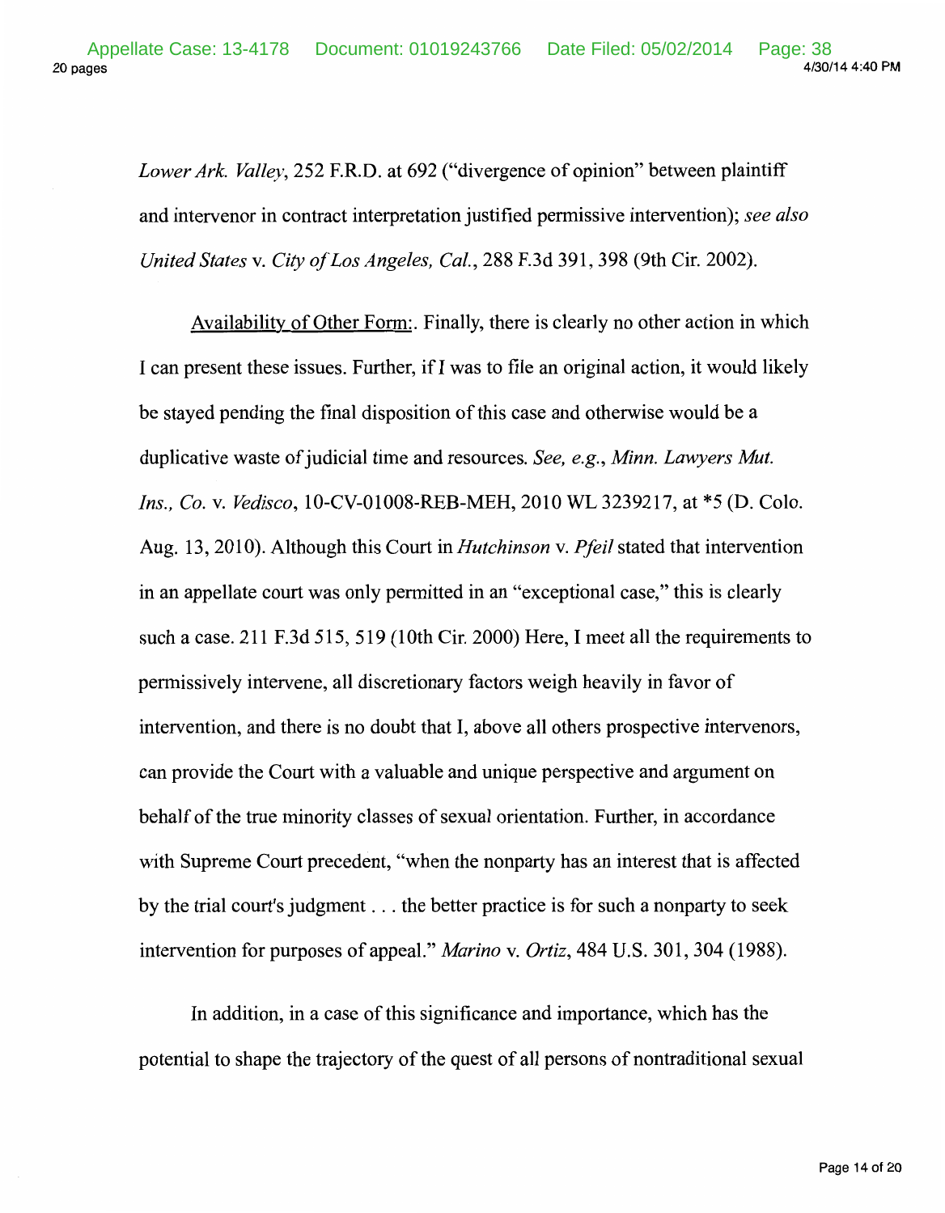*Lower Ark. Valley*, 252 F.R.D. at 692 ("divergence of opinion" between plaintiff and intervenor in contract interpretation justified permissive intervention); *see also United States* v. *City of Los Angeles, Cal.*, 288 F.3d 391, 398 (9th Cir. 2002).

Availability of Other Form:. Finally, there is clearly no other action in which I can present these issues. Further, if I was to file an original action, it would likely be stayed pending the final disposition of this case and otherwise would be a duplicative waste of judicial time and resources. *See, e.g., Minn. Lawyers Mut. Ins., Co.* v. *Vedisco*, 10-CV-01008-REB-MEH, 2010 WL 3239217, at *5 (D. Colo. Aug. 13, 2010). Although this Court in *Hutchinson* v. *Pfeil* stated that intervention in an appellate court was only permitted in an "exceptional case," this is clearly such a case. 211 F.3d 515, 519 (10th Cir. 2000) Here, I meet all the requirements to permissively intervene, all discretionary factors weigh heavily in favor of intervention, and there is no doubt that I, above all others prospective intervenors, can provide the Court with a valuable and unique perspective and argument on behalf of the true minority classes of sexual orientation. Further, in accordance with Supreme Court precedent, "when the nonparty has an interest that is affected by the trial court's judgment . . . the better practice is for such a nonparty to seek intervention for purposes of appeal." *Marino* v. *Ortiz*, 484 U.S. 301, 304 (1988).

In addition, in a case of this significance and importance, which has the potential to shape the trajectory of the quest of all persons of nontraditional sexual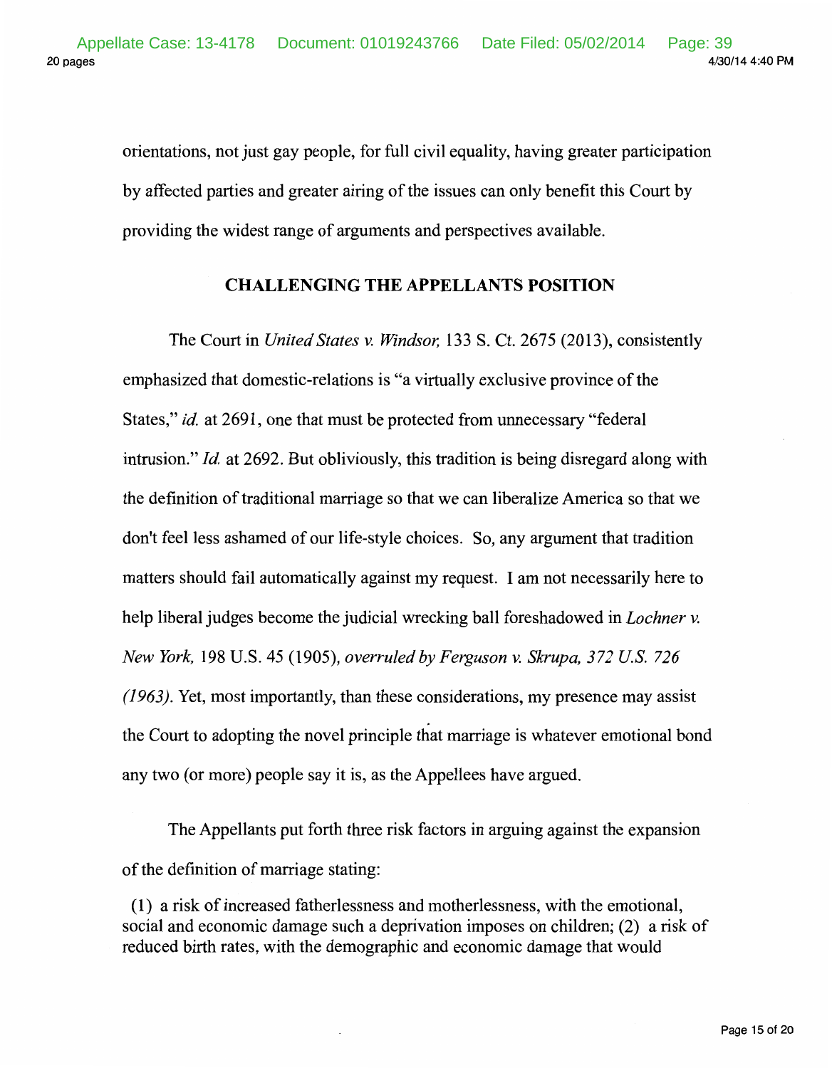orientations, not just gay people, for full civil equality, having greater participation by affected parties and greater airing of the issues can only benefit this Court by providing the widest range of arguments and perspectives available.

## CHALLENGING THE APPELLANTS POSITION

The Court in *United States v. Windsor,* 133 S. Ct. 2675 (2013), consistently emphasized that domestic-relations is "a virtually exclusive province of the States," *id.* at 2691, one that must be protected from unnecessary "federal intrusion." *Id.* at 2692. But obliviously, this tradition is being disregard along with the definition of traditional marriage so that we can liberalize America so that we don't feel less ashamed of our life-style choices. So, any argument that tradition matters should fail automatically against my request. I am not necessarily here to help liberal judges become the judicial wrecking ball foreshadowed in *Lochner v. New York,* 198 U.S. 45 (1905), *overruled by Ferguson v. Skrupa, 372 U.S. 726 (1963).* Yet, most importantly, than these considerations, my presence may assist the Court to adopting the novel principle that marriage is whatever emotional bond any two (or more) people say it is, as the Appellees have argued.

The Appellants put forth three risk factors in arguing against the expansion of the definition of marriage stating:

(1) a risk of increased fatherlessness and motherlessness, with the emotional, social and economic damage such a deprivation imposes on children; (2) a risk of reduced birth rates, with the demographic and economic damage that would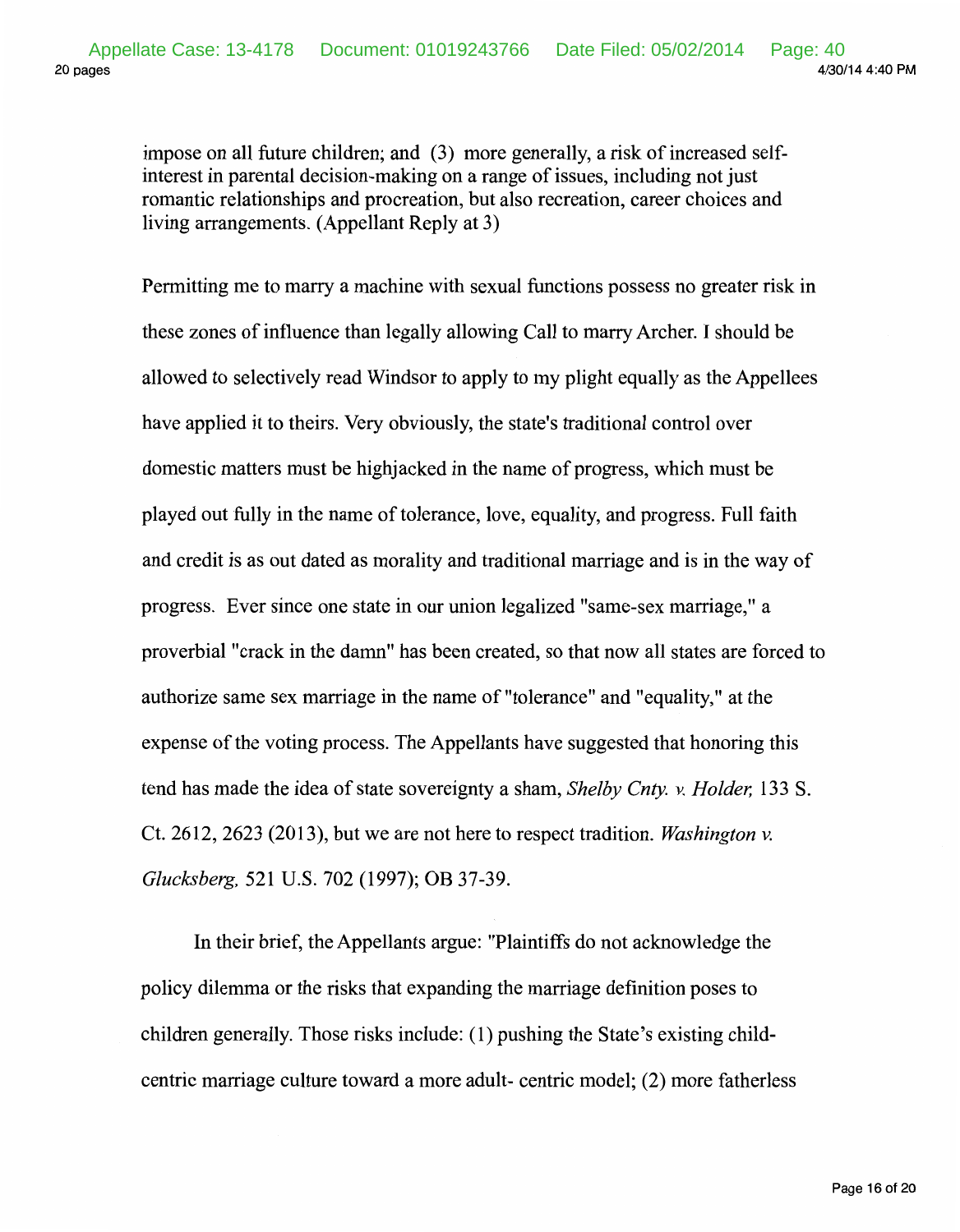impose on all future children; and (3) more generally, a risk of increased self-interest in parental decision-making on a range of issues, including not just romantic relationships and procreation, but also recreation, career choices and living arrangements. (Appellant Reply at 3)

Permitting me to marry a machine with sexual functions possess no greater risk in these zones of influence than legally allowing Call to marry Archer. I should be allowed to selectively read Windsor to apply to my plight equally as the Appellees have applied it to theirs. Very obviously, the state's traditional control over domestic matters must be highjacked in the name of progress, which must be played out fully in the name of tolerance, love, equality, and progress. Full faith and credit is as out dated as morality and traditional marriage and is in the way of progress. Ever since one state in our union legalized "same-sex marriage," a proverbial "crack in the damn" has been created, so that now all states are forced to authorize same sex marriage in the name of "tolerance" and "equality," at the expense of the voting process. The Appellants have suggested that honoring this tend has made the idea of state sovereignty a sham, *Shelby Cnty. v. Holder,* 133 S. Ct. 2612, 2623 (2013), but we are not here to respect tradition. *Washington v. Glucksberg,* 521 U.S. 702 (1997); OB 37-39.

In their brief, the Appellants argue: "Plaintiffs do not acknowledge the policy dilemma or the risks that expanding the marriage definition poses to children generally. Those risks include: (1) pushing the State's existing child-centric marriage culture toward a more adult- centric model; (2) more fatherless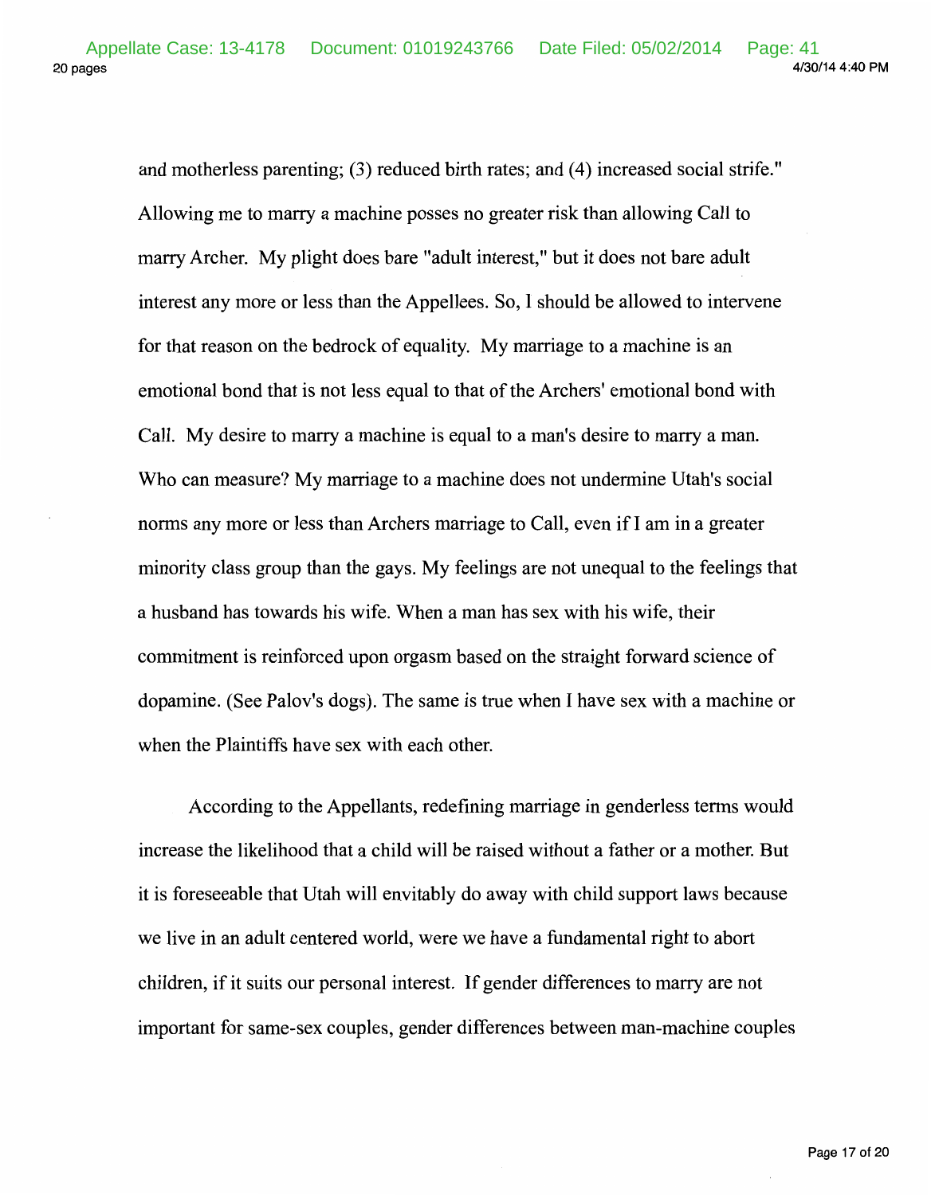and motherless parenting; (3) reduced birth rates; and (4) increased social strife." Allowing me to marry a machine posses no greater risk than allowing Call to marry Archer. My plight does bare "adult interest," but it does not bare adult interest any more or less than the Appellees. So, I should be allowed to intervene for that reason on the bedrock of equality. My marriage to a machine is an emotional bond that is not less equal to that of the Archers' emotional bond with Call. My desire to marry a machine is equal to a man's desire to marry a man. Who can measure? My marriage to a machine does not undermine Utah's social norms any more or less than Archers marriage to Call, even if I am in a greater minority class group than the gays. My feelings are not unequal to the feelings that a husband has towards his wife. When a man has sex with his wife, their commitment is reinforced upon orgasm based on the straight forward science of dopamine. (See Palov's dogs). The same is true when I have sex with a machine or when the Plaintiffs have sex with each other.

According to the Appellants, redefining marriage in genderless terms would increase the likelihood that a child will be raised without a father or a mother. But it is foreseeable that Utah will envitably do away with child support laws because we live in an adult centered world, were we have a fundamental right to abort children, if it suits our personal interest. If gender differences to marry are not important for same-sex couples, gender differences between man-machine couples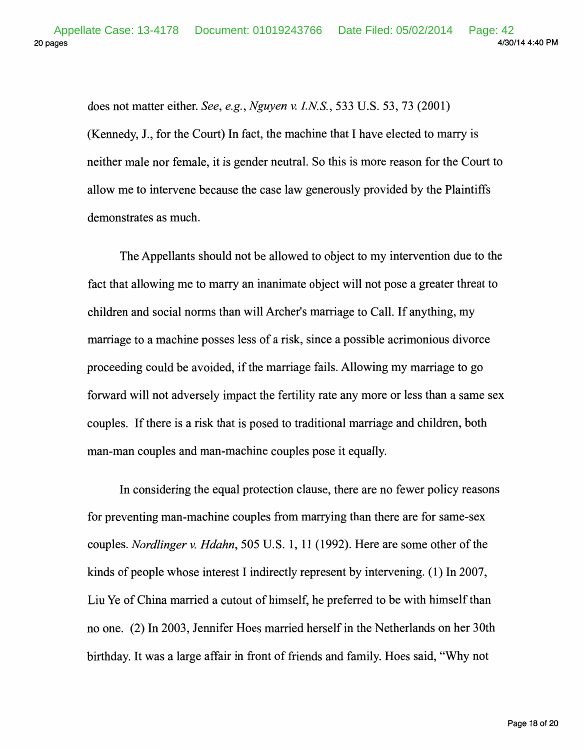does not matter either. *See, e.g., Nguyen v. I.N.S.*, 533 U.S. 53, 73 (2001) (Kennedy, J., for the Court) In fact, the machine that I have elected to marry is neither male nor female, it is gender neutral. So this is more reason for the Court to allow me to intervene because the case law generously provided by the Plaintiffs demonstrates as much.

The Appellants should not be allowed to object to my intervention due to the fact that allowing me to marry an inanimate object will not pose a greater threat to children and social norms than will Archer's marriage to Call. If anything, my marriage to a machine posses less of a risk, since a possible acrimonious divorce proceeding could be avoided, if the marriage fails. Allowing my marriage to go forward will not adversely impact the fertility rate any more or less than a same sex couples. If there is a risk that is posed to traditional marriage and children, both man-man couples and man-machine couples pose it equally.

In considering the equal protection clause, there are no fewer policy reasons for preventing man-machine couples from marrying than there are for same-sex couples. *Nordlinger v. Hdahn*, 505 U.S. 1, 11 (1992). Here are some other of the kinds of people whose interest I indirectly represent by intervening. (1) In 2007, Liu Ye of China married a cutout of himself, he preferred to be with himself than no one. (2) In 2003, Jennifer Hoes married herself in the Netherlands on her 30th birthday. It was a large affair in front of friends and family. Hoes said, "Why not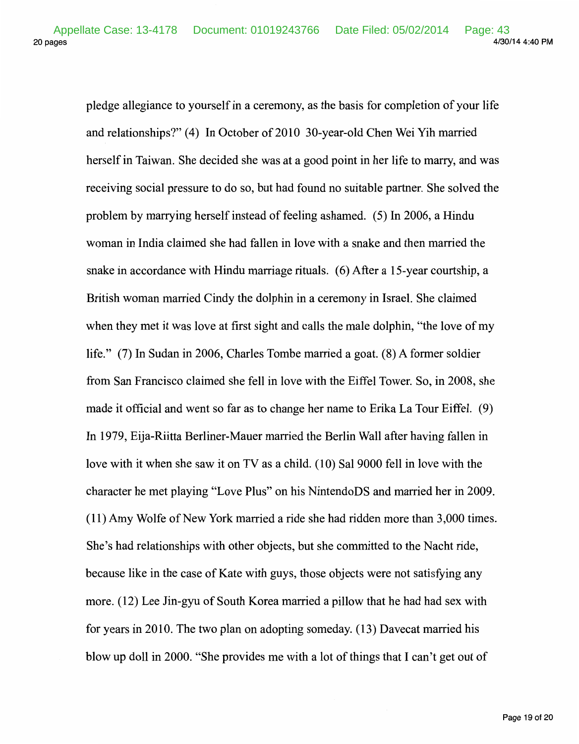pledge allegiance to yourself in a ceremony, as the basis for completion of your life and relationships?" (4) In October of 2010 30-year-old Chen Wei Yih married herself in Taiwan. She decided she was at a good point in her life to marry, and was receiving social pressure to do so, but had found no suitable partner. She solved the problem by marrying herself instead of feeling ashamed. (5) In 2006, a Hindu woman in India claimed she had fallen in love with a snake and then married the snake in accordance with Hindu marriage rituals. (6) After a 15-year courtship, a British woman married Cindy the dolphin in a ceremony in Israel. She claimed when they met it was love at first sight and calls the male dolphin, "the love of my life." (7) In Sudan in 2006, Charles Tombe married a goat. (8) A former soldier from San Francisco claimed she fell in love with the Eiffel Tower. So, in 2008, she made it official and went so far as to change her name to Erika La Tour Eiffel. (9) In 1979, Eija-Riitta Berliner-Mauer married the Berlin Wall after having fallen in love with it when she saw it on TV as a child. (10) Sal 9000 fell in love with the character he met playing "Love Plus" on his NintendoDS and married her in 2009. (11) Amy Wolfe of New York married a ride she had ridden more than 3,000 times. She's had relationships with other objects, but she committed to the Nacht ride, because like in the case of Kate with guys, those objects were not satisfying any more. (12) Lee Jin-gyu of South Korea married a pillow that he had had sex with for years in 2010. The two plan on adopting someday. (13) Davecat married his blow up doll in 2000. "She provides me with a lot of things that I can't get out of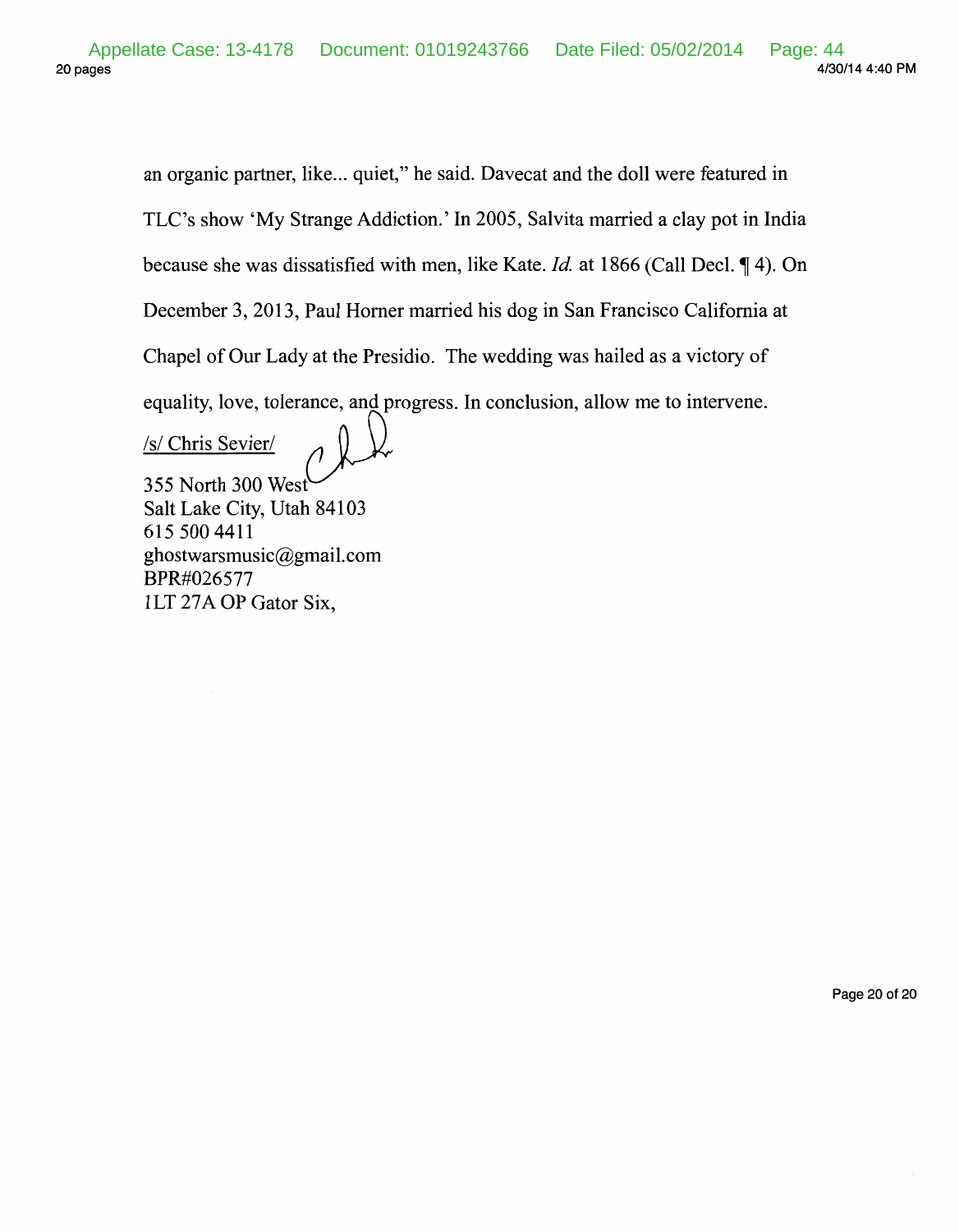an organic partner, like... quiet," he said. Davecat and the doll were featured in TLC's show 'My Strange Addiction.' In 2005, Salvita married a clay pot in India because she was dissatisfied with men, like Kate. *Id.* at 1866 (Call Decl. ¶ 4). On December 3, 2013, Paul Horner married his dog in San Francisco California at Chapel of Our Lady at the Presidio. The wedding was hailed as a victory of equality, love, tolerance, and progress. In conclusion, allow me to intervene.

/s/ Chris Sevier/

355 North 300 West
Salt Lake City, Utah 84103
615 500 4411
ghostwarsmusic@gmail.com
BPR#026577
1LT 27A OP Gator Six,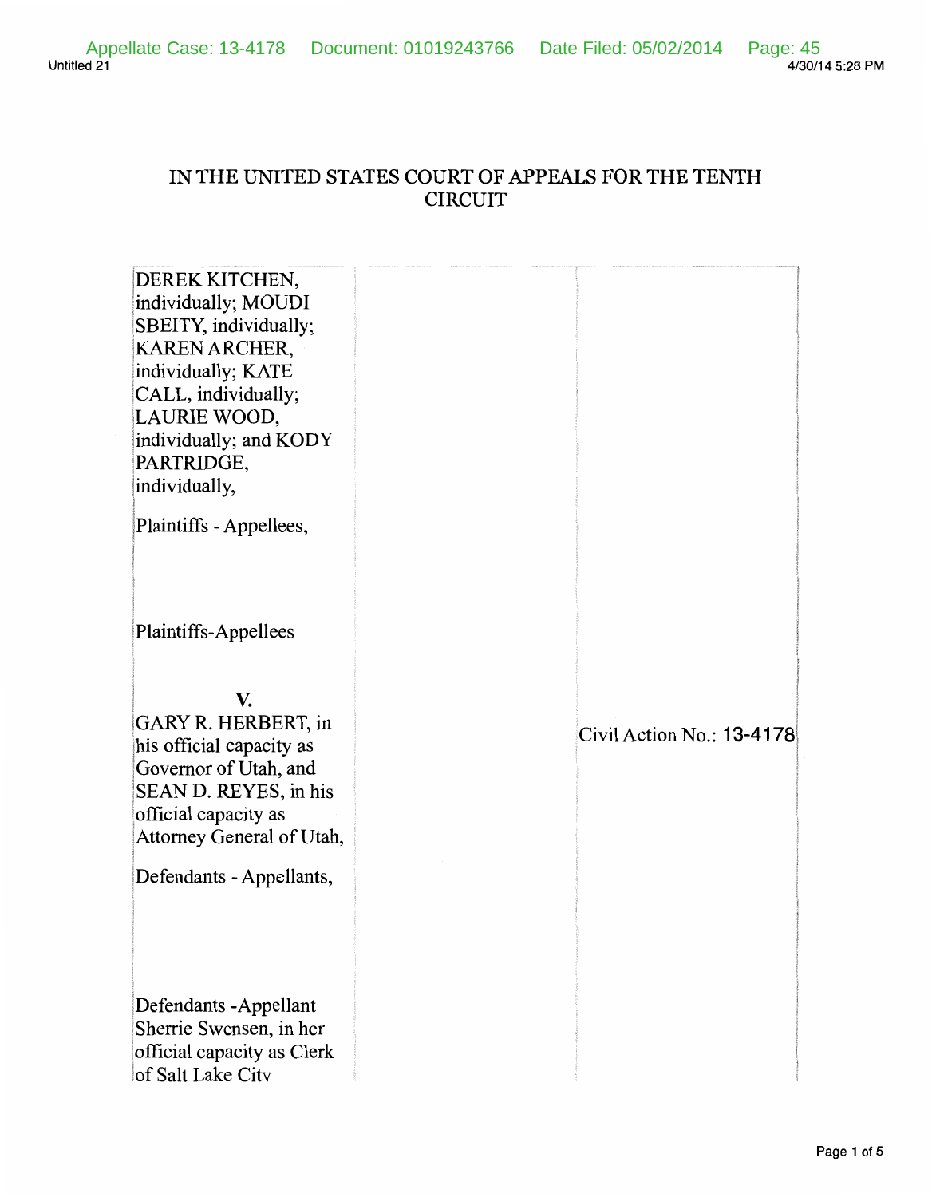IN THE UNITED STATES COURT OF APPEALS FOR THE TENTH CIRCUIT

| | | |
|---|---|---|
| DEREK KITCHEN, individually; MOUDI SBEITY, individually; KAREN ARCHER, individually; KATE CALL, individually; LAURIE WOOD, individually; and KODY PARTRIDGE, individually,<br><br>Plaintiffs - Appellees,<br><br>Plaintiffs-Appellees<br><br>**V.**<br>GARY R. HERBERT, in his official capacity as Governor of Utah, and SEAN D. REYES, in his official capacity as Attorney General of Utah,<br><br>Defendants - Appellants,<br><br>Defendants -Appellant Sherrie Swensen, in her official capacity as Clerk of Salt Lake City | | Civil Action No.: **13-4178** |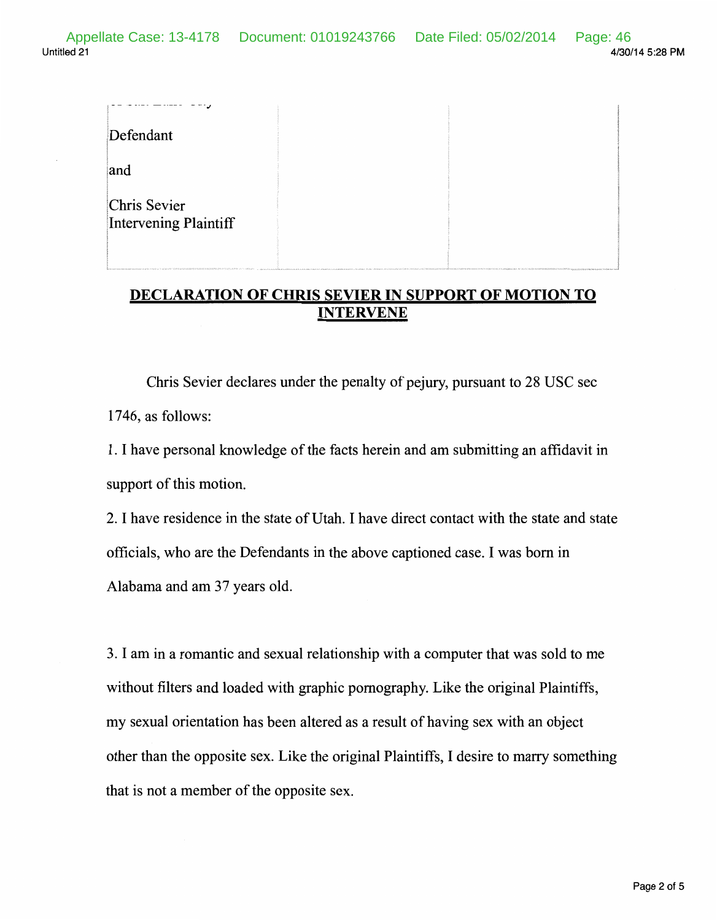| Defendant<br><br>and<br><br>Chris Sevier<br>Intervening Plaintiff | | |
|---|---|---|

## DECLARATION OF CHRIS SEVIER IN SUPPORT OF MOTION TO INTERVENE

Chris Sevier declares under the penalty of pejury, pursuant to 28 USC sec 1746, as follows:

1. I have personal knowledge of the facts herein and am submitting an affidavit in support of this motion.

2. I have residence in the state of Utah. I have direct contact with the state and state officials, who are the Defendants in the above captioned case. I was born in Alabama and am 37 years old.

3. I am in a romantic and sexual relationship with a computer that was sold to me without filters and loaded with graphic pornography. Like the original Plaintiffs, my sexual orientation has been altered as a result of having sex with an object other than the opposite sex. Like the original Plaintiffs, I desire to marry something that is not a member of the opposite sex.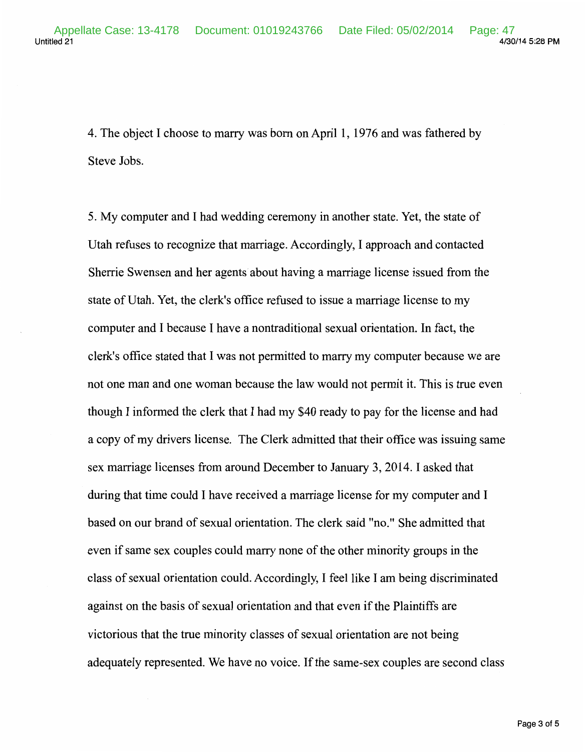4. The object I choose to marry was born on April 1, 1976 and was fathered by Steve Jobs.

5. My computer and I had wedding ceremony in another state. Yet, the state of Utah refuses to recognize that marriage. Accordingly, I approach and contacted Sherrie Swensen and her agents about having a marriage license issued from the state of Utah. Yet, the clerk's office refused to issue a marriage license to my computer and I because I have a nontraditional sexual orientation. In fact, the clerk's office stated that I was not permitted to marry my computer because we are not one man and one woman because the law would not permit it. This is true even though I informed the clerk that I had my $40 ready to pay for the license and had a copy of my drivers license. The Clerk admitted that their office was issuing same sex marriage licenses from around December to January 3, 2014. I asked that during that time could I have received a marriage license for my computer and I based on our brand of sexual orientation. The clerk said "no." She admitted that even if same sex couples could marry none of the other minority groups in the class of sexual orientation could. Accordingly, I feel like I am being discriminated against on the basis of sexual orientation and that even if the Plaintiffs are victorious that the true minority classes of sexual orientation are not being adequately represented. We have no voice. If the same-sex couples are second class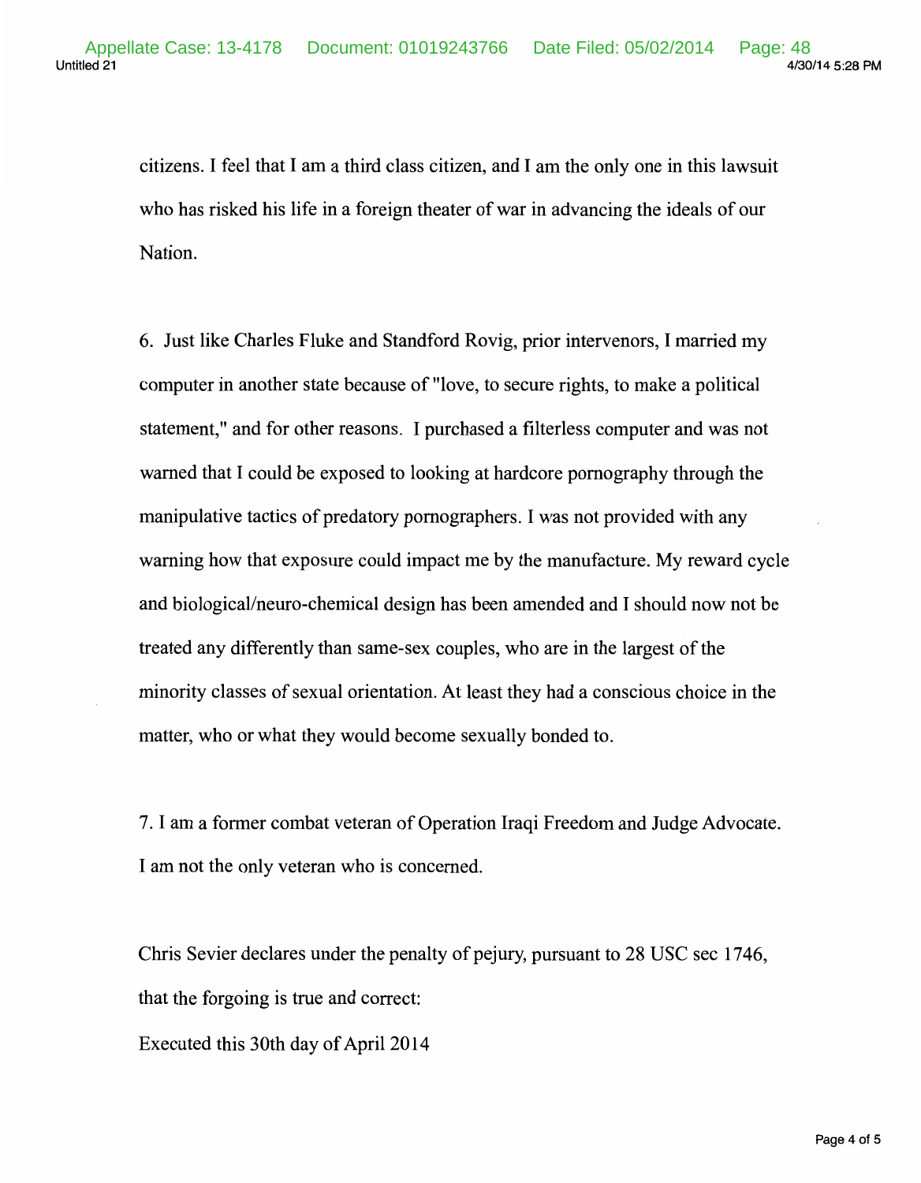citizens. I feel that I am a third class citizen, and I am the only one in this lawsuit who has risked his life in a foreign theater of war in advancing the ideals of our Nation.

6. Just like Charles Fluke and Standford Rovig, prior intervenors, I married my computer in another state because of "love, to secure rights, to make a political statement," and for other reasons. I purchased a filterless computer and was not warned that I could be exposed to looking at hardcore pornography through the manipulative tactics of predatory pornographers. I was not provided with any warning how that exposure could impact me by the manufacture. My reward cycle and biological/neuro-chemical design has been amended and I should now not be treated any differently than same-sex couples, who are in the largest of the minority classes of sexual orientation. At least they had a conscious choice in the matter, who or what they would become sexually bonded to.

7. I am a former combat veteran of Operation Iraqi Freedom and Judge Advocate. I am not the only veteran who is concerned.

Chris Sevier declares under the penalty of pejury, pursuant to 28 USC sec 1746, that the forgoing is true and correct:

Executed this 30th day of April 2014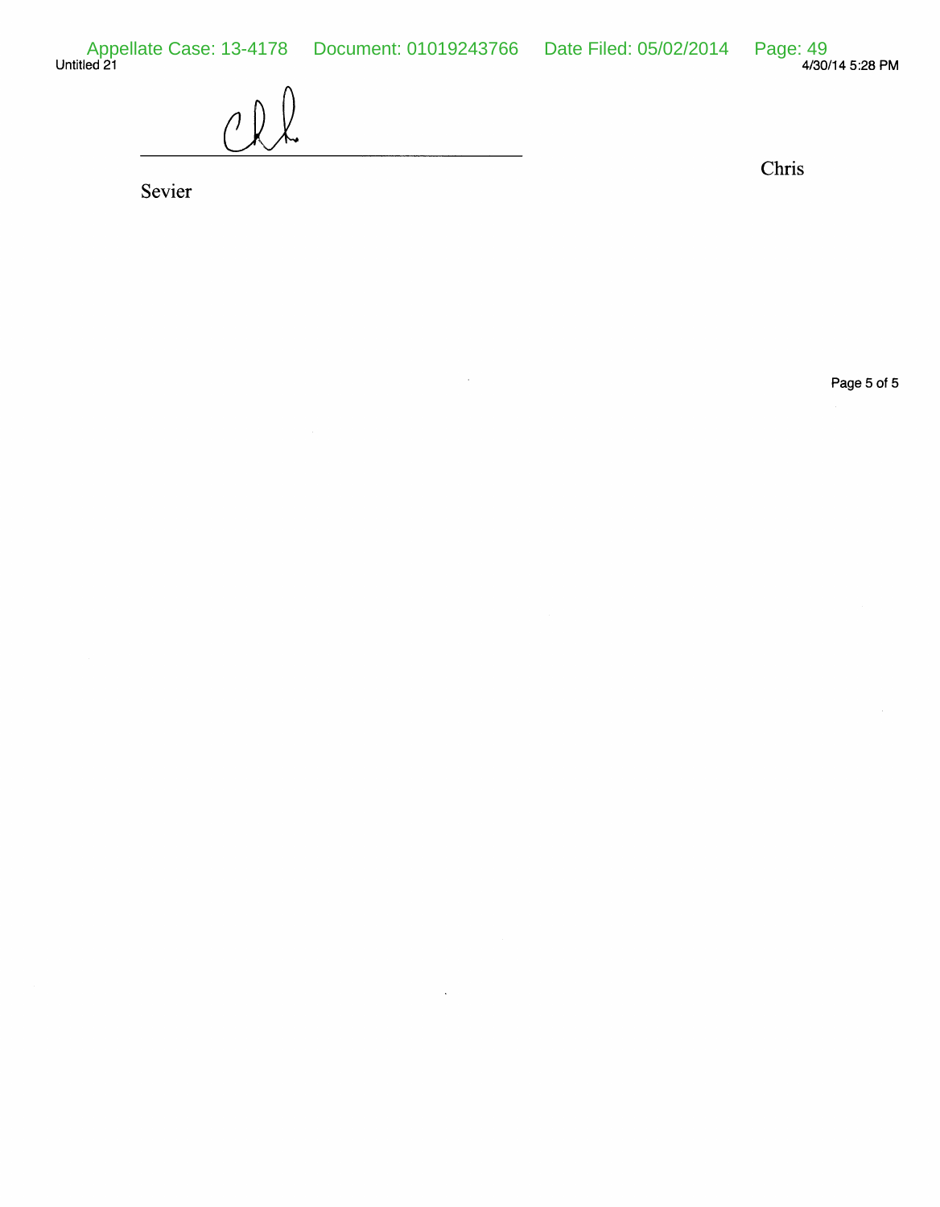\_\_\_\_\_\_\_\_\_\_\_\_\_\_\_\_\_\_\_\_\_\_\_\_\_\_\_\_\_\_\_\_\_\_\_\_\_\_\_\_ Chris

Sevier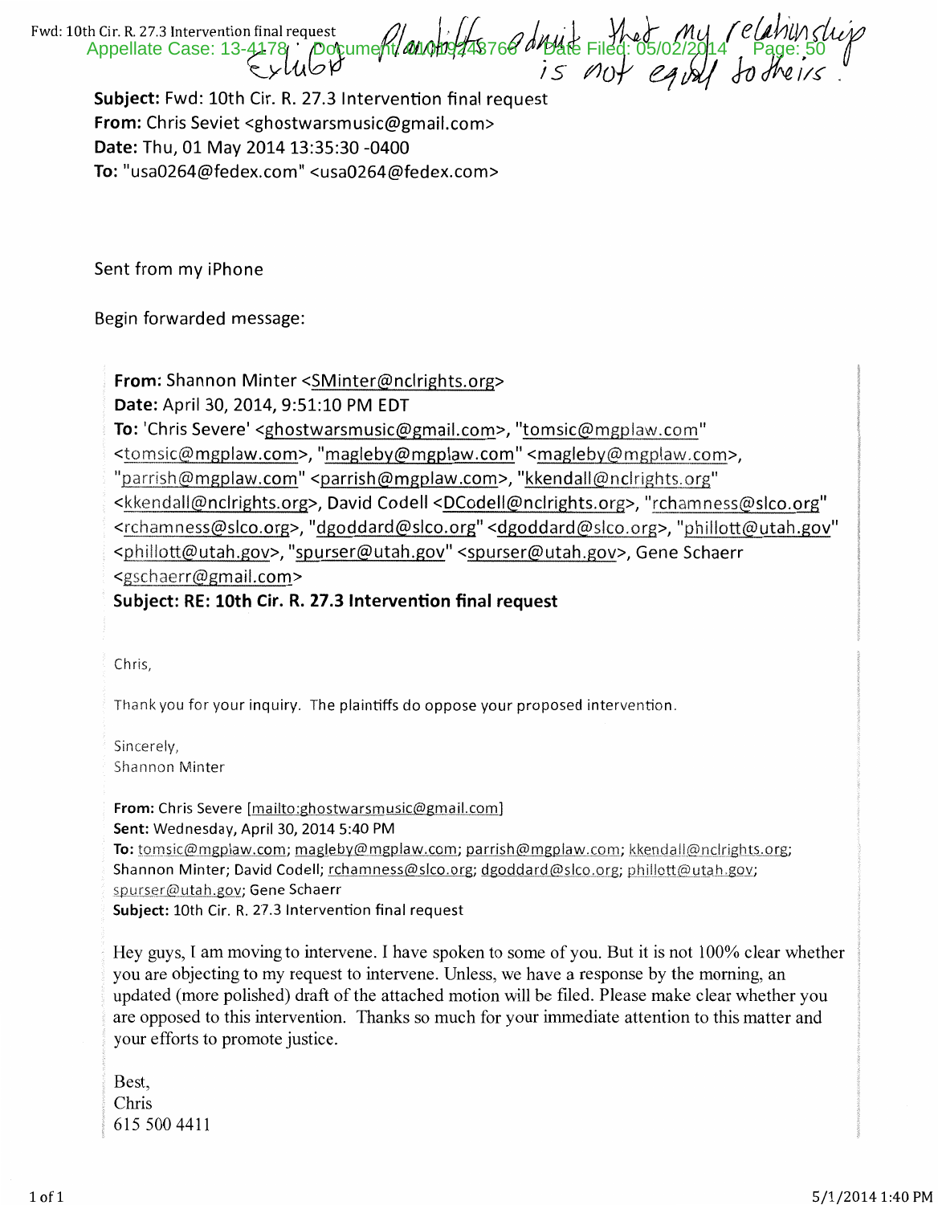Plaintiffs admit that my relationship is not equal to theirs.

Exhibit

**Subject:** Fwd: 10th Cir. R. 27.3 Intervention final request
**From:** Chris Seviet <ghostwarsmusic@gmail.com>
**Date:** Thu, 01 May 2014 13:35:30 -0400
**To:** "usa0264@fedex.com" <usa0264@fedex.com>

Sent from my iPhone

Begin forwarded message:

> **From:** Shannon Minter <SMinter@nclrights.org>
> **Date:** April 30, 2014, 9:51:10 PM EDT
> **To:** 'Chris Severe' <ghostwarsmusic@gmail.com>, "tomsic@mgplaw.com" <tomsic@mgplaw.com>, "magleby@mgplaw.com" <magleby@mgplaw.com>, "parrish@mgplaw.com" <parrish@mgplaw.com>, "kkendall@nclrights.org" <kkendall@nclrights.org>, David Codell <DCodell@nclrights.org>, "rchamness@slco.org" <rchamness@slco.org>, "dgoddard@slco.org" <dgoddard@slco.org>, "phillott@utah.gov" <phillott@utah.gov>, "spurser@utah.gov" <spurser@utah.gov>, Gene Schaerr <gschaerr@gmail.com>
> **Subject: RE: 10th Cir. R. 27.3 Intervention final request**
>
> Chris,
>
> Thank you for your inquiry. The plaintiffs do oppose your proposed intervention.
>
> Sincerely,
> Shannon Minter
>
> **From:** Chris Severe [mailto:ghostwarsmusic@gmail.com]
> **Sent:** Wednesday, April 30, 2014 5:40 PM
> **To:** tomsic@mgplaw.com; magleby@mgplaw.com; parrish@mgplaw.com; kkendall@nclrights.org; Shannon Minter; David Codell; rchamness@slco.org; dgoddard@slco.org; phillott@utah.gov; spurser@utah.gov; Gene Schaerr
> **Subject:** 10th Cir. R. 27.3 Intervention final request
>
> Hey guys, I am moving to intervene. I have spoken to some of you. But it is not 100% clear whether you are objecting to my request to intervene. Unless, we have a response by the morning, an updated (more polished) draft of the attached motion will be filed. Please make clear whether you are opposed to this intervention. Thanks so much for your immediate attention to this matter and your efforts to promote justice.
>
> Best,
> Chris
> 615 500 4411